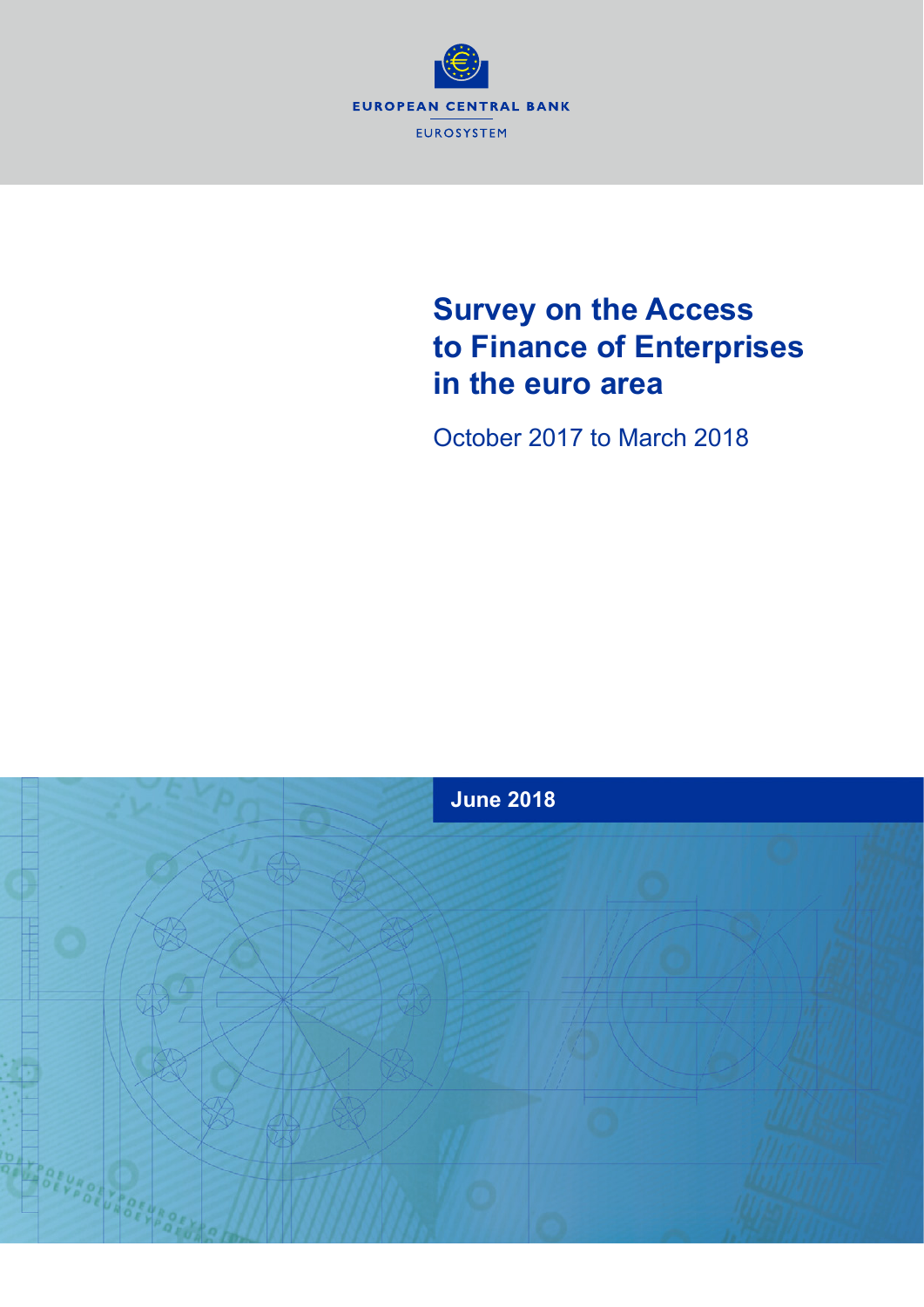EUROPEAN CENTRAL BANK

EUROSYSTEM

# Survey on the Access to Finance of Enterprises in the euro area

October 2017 to March 2018

**June 2018**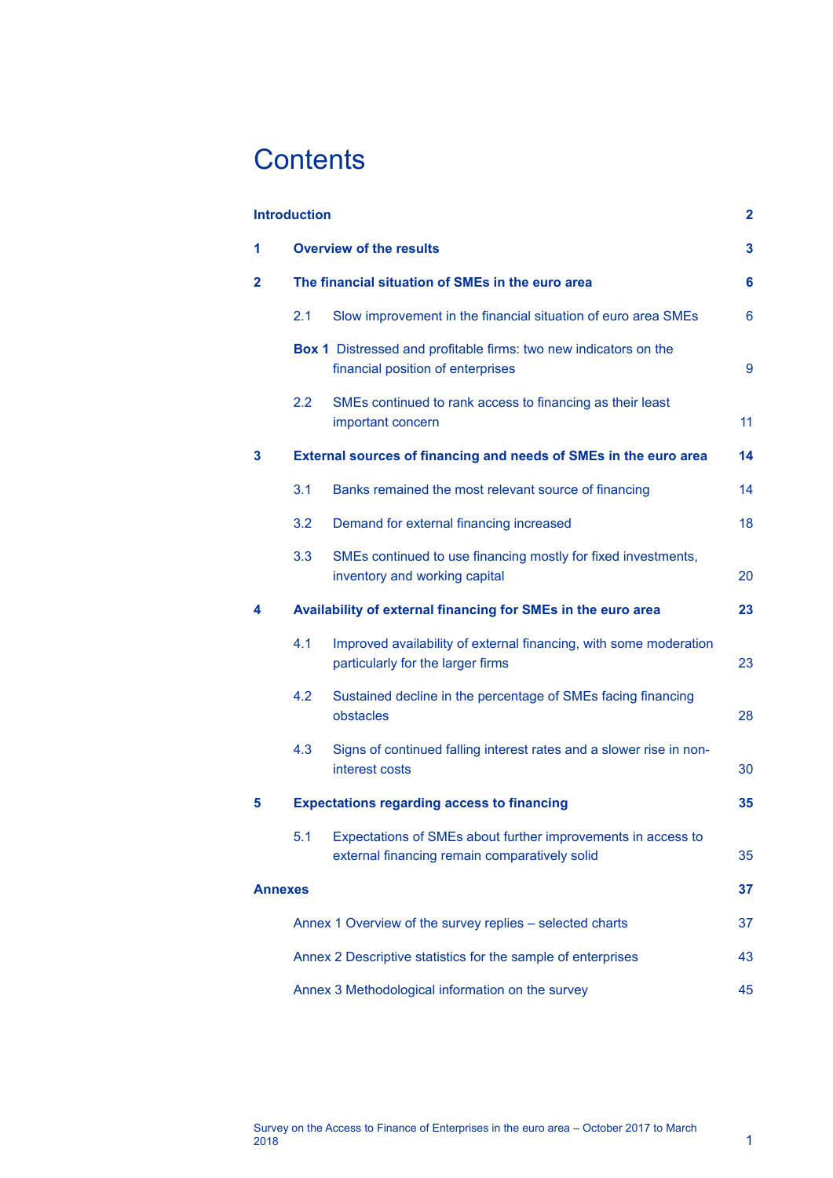# Contents

| | | |
|---|---|---|
| **Introduction** | | **2** |
| **1** | **Overview of the results** | **3** |
| **2** | **The financial situation of SMEs in the euro area** | **6** |
| | 2.1 Slow improvement in the financial situation of euro area SMEs | 6 |
| | **Box 1** Distressed and profitable firms: two new indicators on the financial position of enterprises | 9 |
| | 2.2 SMEs continued to rank access to financing as their least important concern | 11 |
| **3** | **External sources of financing and needs of SMEs in the euro area** | **14** |
| | 3.1 Banks remained the most relevant source of financing | 14 |
| | 3.2 Demand for external financing increased | 18 |
| | 3.3 SMEs continued to use financing mostly for fixed investments, inventory and working capital | 20 |
| **4** | **Availability of external financing for SMEs in the euro area** | **23** |
| | 4.1 Improved availability of external financing, with some moderation particularly for the larger firms | 23 |
| | 4.2 Sustained decline in the percentage of SMEs facing financing obstacles | 28 |
| | 4.3 Signs of continued falling interest rates and a slower rise in non-interest costs | 30 |
| **5** | **Expectations regarding access to financing** | **35** |
| | 5.1 Expectations of SMEs about further improvements in access to external financing remain comparatively solid | 35 |
| **Annexes** | | **37** |
| | Annex 1 Overview of the survey replies – selected charts | 37 |
| | Annex 2 Descriptive statistics for the sample of enterprises | 43 |
| | Annex 3 Methodological information on the survey | 45 |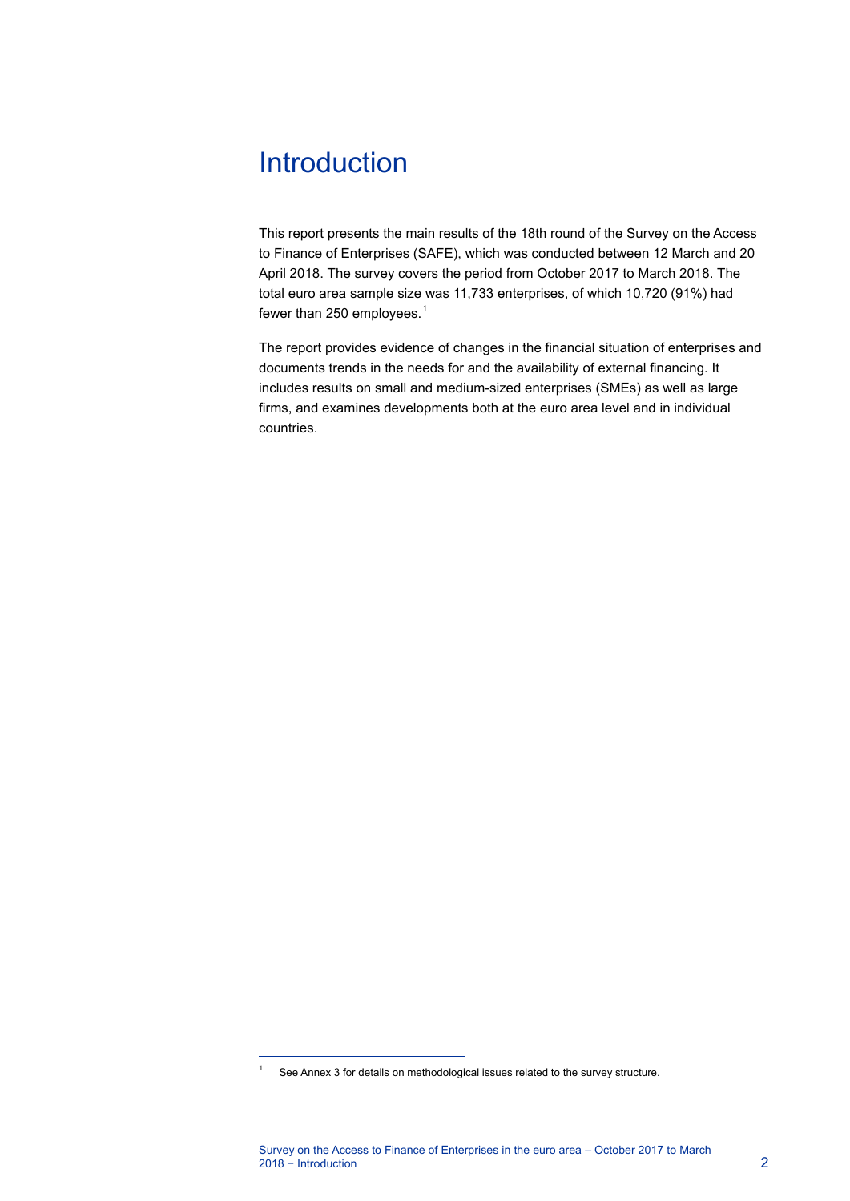# Introduction

This report presents the main results of the 18th round of the Survey on the Access to Finance of Enterprises (SAFE), which was conducted between 12 March and 20 April 2018. The survey covers the period from October 2017 to March 2018. The total euro area sample size was 11,733 enterprises, of which 10,720 (91%) had fewer than 250 employees.[1]

The report provides evidence of changes in the financial situation of enterprises and documents trends in the needs for and the availability of external financing. It includes results on small and medium-sized enterprises (SMEs) as well as large firms, and examines developments both at the euro area level and in individual countries.

[1] See Annex 3 for details on methodological issues related to the survey structure.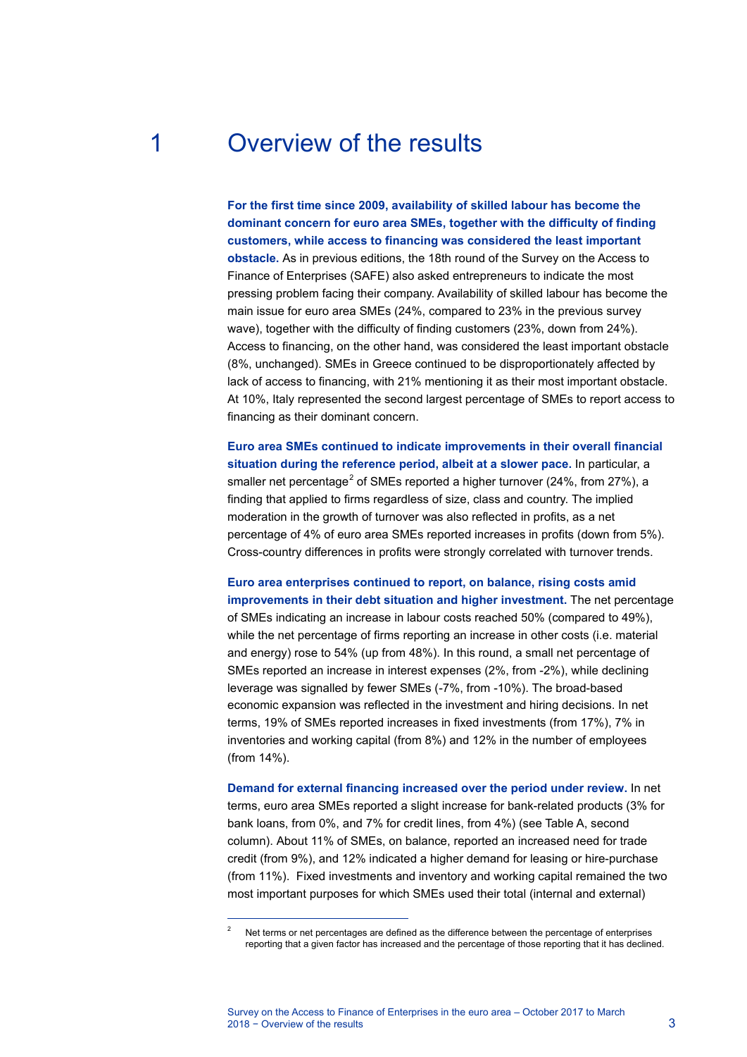# 1 Overview of the results

**For the first time since 2009, availability of skilled labour has become the dominant concern for euro area SMEs, together with the difficulty of finding customers, while access to financing was considered the least important obstacle.** As in previous editions, the 18th round of the Survey on the Access to Finance of Enterprises (SAFE) also asked entrepreneurs to indicate the most pressing problem facing their company. Availability of skilled labour has become the main issue for euro area SMEs (24%, compared to 23% in the previous survey wave), together with the difficulty of finding customers (23%, down from 24%). Access to financing, on the other hand, was considered the least important obstacle (8%, unchanged). SMEs in Greece continued to be disproportionately affected by lack of access to financing, with 21% mentioning it as their most important obstacle. At 10%, Italy represented the second largest percentage of SMEs to report access to financing as their dominant concern.

**Euro area SMEs continued to indicate improvements in their overall financial situation during the reference period, albeit at a slower pace.** In particular, a smaller net percentage[2] of SMEs reported a higher turnover (24%, from 27%), a finding that applied to firms regardless of size, class and country. The implied moderation in the growth of turnover was also reflected in profits, as a net percentage of 4% of euro area SMEs reported increases in profits (down from 5%). Cross-country differences in profits were strongly correlated with turnover trends.

**Euro area enterprises continued to report, on balance, rising costs amid improvements in their debt situation and higher investment.** The net percentage of SMEs indicating an increase in labour costs reached 50% (compared to 49%), while the net percentage of firms reporting an increase in other costs (i.e. material and energy) rose to 54% (up from 48%). In this round, a small net percentage of SMEs reported an increase in interest expenses (2%, from -2%), while declining leverage was signalled by fewer SMEs (-7%, from -10%). The broad-based economic expansion was reflected in the investment and hiring decisions. In net terms, 19% of SMEs reported increases in fixed investments (from 17%), 7% in inventories and working capital (from 8%) and 12% in the number of employees (from 14%).

**Demand for external financing increased over the period under review.** In net terms, euro area SMEs reported a slight increase for bank-related products (3% for bank loans, from 0%, and 7% for credit lines, from 4%) (see Table A, second column). About 11% of SMEs, on balance, reported an increased need for trade credit (from 9%), and 12% indicated a higher demand for leasing or hire-purchase (from 11%). Fixed investments and inventory and working capital remained the two most important purposes for which SMEs used their total (internal and external)

---

[2] Net terms or net percentages are defined as the difference between the percentage of enterprises reporting that a given factor has increased and the percentage of those reporting that it has declined.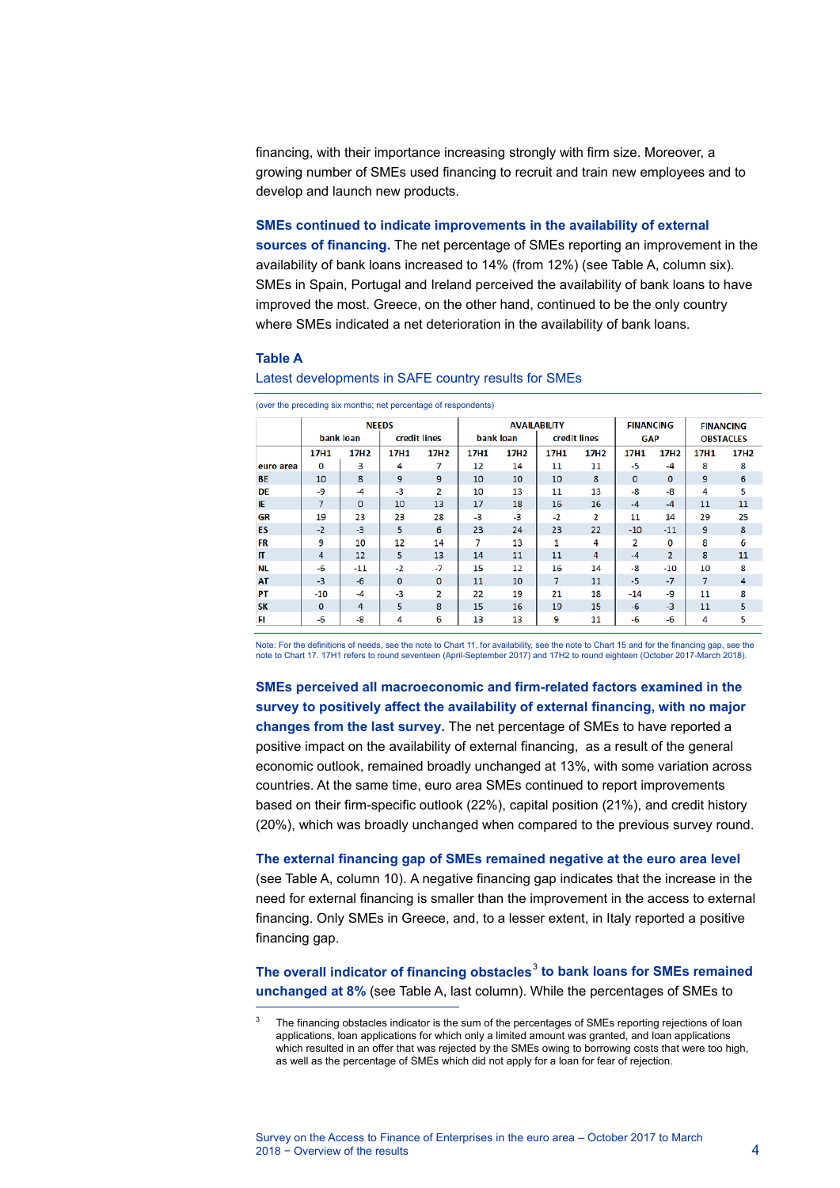financing, with their importance increasing strongly with firm size. Moreover, a growing number of SMEs used financing to recruit and train new employees and to develop and launch new products.

**SMEs continued to indicate improvements in the availability of external sources of financing.** The net percentage of SMEs reporting an improvement in the availability of bank loans increased to 14% (from 12%) (see Table A, column six). SMEs in Spain, Portugal and Ireland perceived the availability of bank loans to have improved the most. Greece, on the other hand, continued to be the only country where SMEs indicated a net deterioration in the availability of bank loans.

**Table A**

Latest developments in SAFE country results for SMEs

(over the preceding six months; net percentage of respondents)

| | NEEDS | | | | AVAILABILITY | | | | FINANCING GAP | | FINANCING OBSTACLES | |
|---|---|---|---|---|---|---|---|---|---|---|---|---|
| | bank loan | | credit lines | | bank loan | | credit lines | | | | | |
| | 17H1 | 17H2 | 17H1 | 17H2 | 17H1 | 17H2 | 17H1 | 17H2 | 17H1 | 17H2 | 17H1 | 17H2 |
| euro area | 0 | 3 | 4 | 7 | 12 | 14 | 11 | 11 | -5 | -4 | 8 | 8 |
| BE | 10 | 8 | 9 | 9 | 10 | 10 | 10 | 8 | 0 | 0 | 9 | 6 |
| DE | -9 | -4 | -3 | 2 | 10 | 13 | 11 | 13 | -8 | -8 | 4 | 5 |
| IE | 7 | 0 | 10 | 13 | 17 | 18 | 16 | 16 | -4 | -4 | 11 | 11 |
| GR | 19 | 23 | 23 | 28 | -3 | -3 | -2 | 2 | 11 | 14 | 29 | 25 |
| ES | -2 | -3 | 5 | 6 | 23 | 24 | 23 | 22 | -10 | -11 | 9 | 8 |
| FR | 9 | 10 | 12 | 14 | 7 | 13 | 1 | 4 | 2 | 0 | 8 | 6 |
| IT | 4 | 12 | 5 | 13 | 14 | 11 | 11 | 4 | -4 | 2 | 8 | 11 |
| NL | -6 | -11 | -2 | -7 | 15 | 12 | 16 | 14 | -8 | -10 | 10 | 8 |
| AT | -3 | -6 | 0 | 0 | 11 | 10 | 7 | 11 | -5 | -7 | 7 | 4 |
| PT | -10 | -4 | -3 | 2 | 22 | 19 | 21 | 18 | -14 | -9 | 11 | 8 |
| SK | 0 | 4 | 5 | 8 | 15 | 16 | 19 | 15 | -6 | -3 | 11 | 5 |
| FI | -6 | -8 | 4 | 6 | 13 | 13 | 9 | 11 | -6 | -6 | 4 | 5 |

Note: For the definitions of needs, see the note to Chart 11, for availability, see the note to Chart 15 and for the financing gap, see the note to Chart 17. 17H1 refers to round seventeen (April-September 2017) and 17H2 to round eighteen (October 2017-March 2018).

**SMEs perceived all macroeconomic and firm-related factors examined in the survey to positively affect the availability of external financing, with no major changes from the last survey.** The net percentage of SMEs to have reported a positive impact on the availability of external financing, as a result of the general economic outlook, remained broadly unchanged at 13%, with some variation across countries. At the same time, euro area SMEs continued to report improvements based on their firm-specific outlook (22%), capital position (21%), and credit history (20%), which was broadly unchanged when compared to the previous survey round.

**The external financing gap of SMEs remained negative at the euro area level** (see Table A, column 10). A negative financing gap indicates that the increase in the need for external financing is smaller than the improvement in the access to external financing. Only SMEs in Greece, and, to a lesser extent, in Italy reported a positive financing gap.

**The overall indicator of financing obstacles[3] to bank loans for SMEs remained unchanged at 8%** (see Table A, last column). While the percentages of SMEs to

[3] The financing obstacles indicator is the sum of the percentages of SMEs reporting rejections of loan applications, loan applications for which only a limited amount was granted, and loan applications which resulted in an offer that was rejected by the SMEs owing to borrowing costs that were too high, as well as the percentage of SMEs which did not apply for a loan for fear of rejection.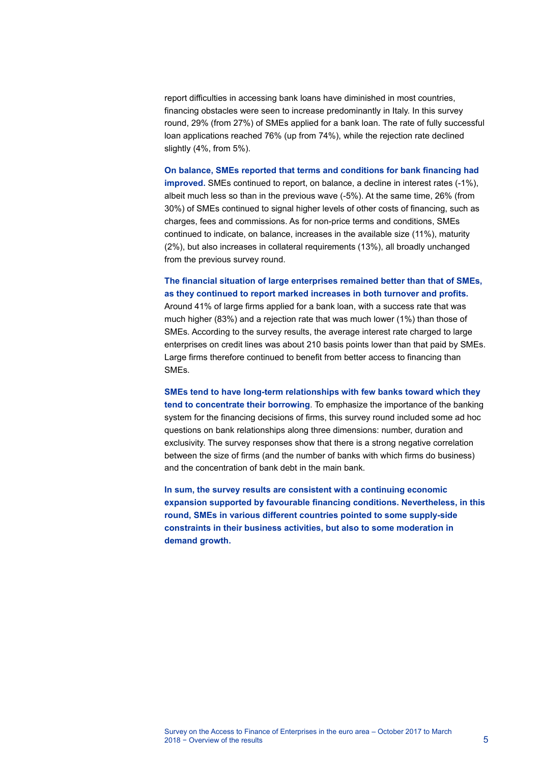report difficulties in accessing bank loans have diminished in most countries, financing obstacles were seen to increase predominantly in Italy. In this survey round, 29% (from 27%) of SMEs applied for a bank loan. The rate of fully successful loan applications reached 76% (up from 74%), while the rejection rate declined slightly (4%, from 5%).

**On balance, SMEs reported that terms and conditions for bank financing had improved.** SMEs continued to report, on balance, a decline in interest rates (-1%), albeit much less so than in the previous wave (-5%). At the same time, 26% (from 30%) of SMEs continued to signal higher levels of other costs of financing, such as charges, fees and commissions. As for non-price terms and conditions, SMEs continued to indicate, on balance, increases in the available size (11%), maturity (2%), but also increases in collateral requirements (13%), all broadly unchanged from the previous survey round.

**The financial situation of large enterprises remained better than that of SMEs, as they continued to report marked increases in both turnover and profits.** Around 41% of large firms applied for a bank loan, with a success rate that was much higher (83%) and a rejection rate that was much lower (1%) than those of SMEs. According to the survey results, the average interest rate charged to large enterprises on credit lines was about 210 basis points lower than that paid by SMEs. Large firms therefore continued to benefit from better access to financing than SMEs.

**SMEs tend to have long-term relationships with few banks toward which they tend to concentrate their borrowing**. To emphasize the importance of the banking system for the financing decisions of firms, this survey round included some ad hoc questions on bank relationships along three dimensions: number, duration and exclusivity. The survey responses show that there is a strong negative correlation between the size of firms (and the number of banks with which firms do business) and the concentration of bank debt in the main bank.

**In sum, the survey results are consistent with a continuing economic expansion supported by favourable financing conditions. Nevertheless, in this round, SMEs in various different countries pointed to some supply-side constraints in their business activities, but also to some moderation in demand growth.**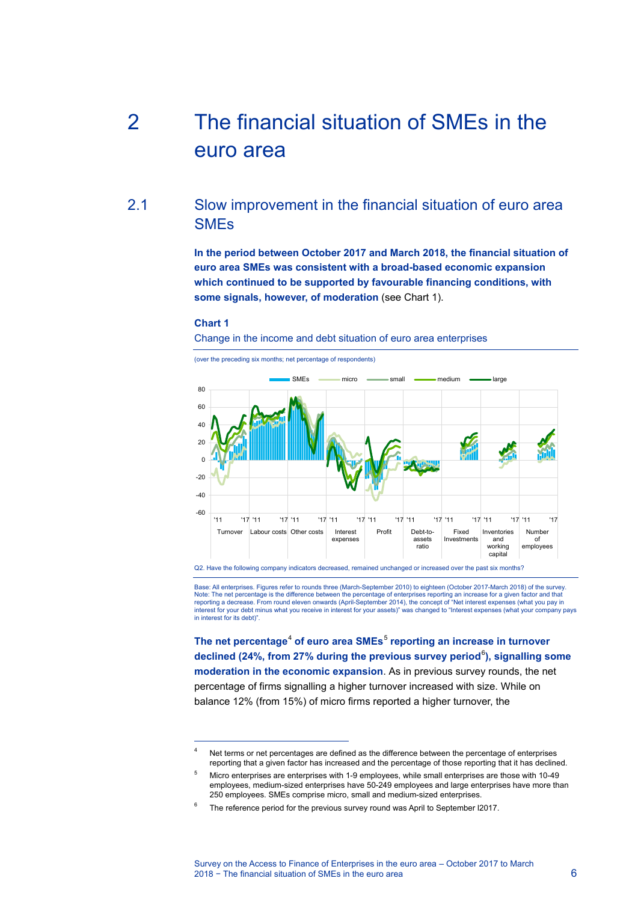# 2 The financial situation of SMEs in the euro area

## 2.1 Slow improvement in the financial situation of euro area SMEs

**In the period between October 2017 and March 2018, the financial situation of euro area SMEs was consistent with a broad-based economic expansion which continued to be supported by favourable financing conditions, with some signals, however, of moderation** (see Chart 1).

**Chart 1**

Change in the income and debt situation of euro area enterprises

(over the preceding six months; net percentage of respondents)

Q2. Have the following company indicators decreased, remained unchanged or increased over the past six months?

Base: All enterprises. Figures refer to rounds three (March-September 2010) to eighteen (October 2017-March 2018) of the survey. Note: The net percentage is the difference between the percentage of enterprises reporting an increase for a given factor and that reporting a decrease. From round eleven onwards (April-September 2014), the concept of "Net interest expenses (what you pay in interest for your debt minus what you receive in interest for your assets)" was changed to "Interest expenses (what your company pays in interest for its debt)".

**The net percentage[4] of euro area SMEs[5] reporting an increase in turnover declined (24%, from 27% during the previous survey period[6]), signalling some moderation in the economic expansion**. As in previous survey rounds, the net percentage of firms signalling a higher turnover increased with size. While on balance 12% (from 15%) of micro firms reported a higher turnover, the

---

[4] Net terms or net percentages are defined as the difference between the percentage of enterprises reporting that a given factor has increased and the percentage of those reporting that it has declined.

[5] Micro enterprises are enterprises with 1-9 employees, while small enterprises are those with 10-49 employees, medium-sized enterprises have 50-249 employees and large enterprises have more than 250 employees. SMEs comprise micro, small and medium-sized enterprises.

[6] The reference period for the previous survey round was April to September l2017.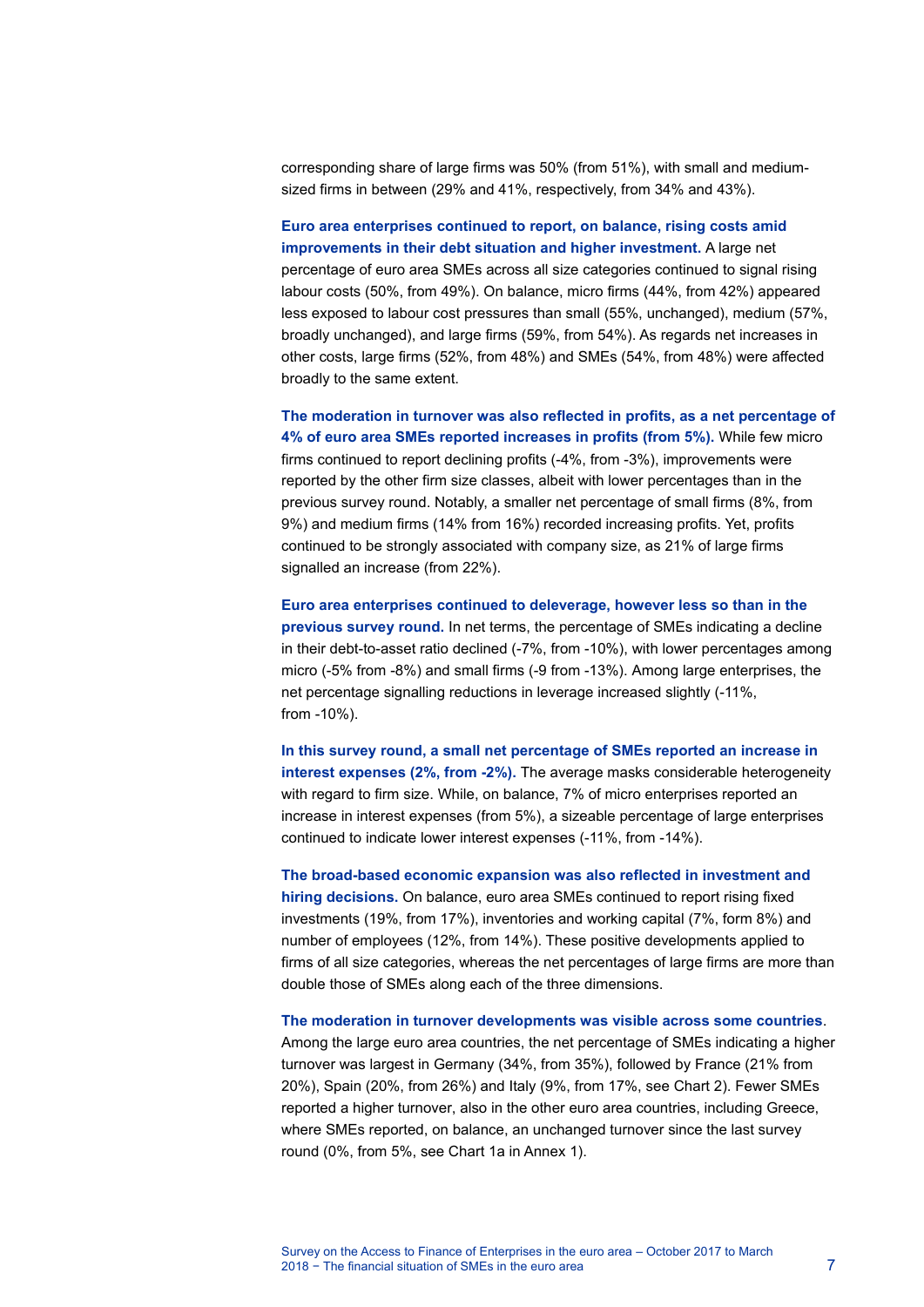corresponding share of large firms was 50% (from 51%), with small and medium-sized firms in between (29% and 41%, respectively, from 34% and 43%).

**Euro area enterprises continued to report, on balance, rising costs amid improvements in their debt situation and higher investment.** A large net percentage of euro area SMEs across all size categories continued to signal rising labour costs (50%, from 49%). On balance, micro firms (44%, from 42%) appeared less exposed to labour cost pressures than small (55%, unchanged), medium (57%, broadly unchanged), and large firms (59%, from 54%). As regards net increases in other costs, large firms (52%, from 48%) and SMEs (54%, from 48%) were affected broadly to the same extent.

**The moderation in turnover was also reflected in profits, as a net percentage of 4% of euro area SMEs reported increases in profits (from 5%).** While few micro firms continued to report declining profits (-4%, from -3%), improvements were reported by the other firm size classes, albeit with lower percentages than in the previous survey round. Notably, a smaller net percentage of small firms (8%, from 9%) and medium firms (14% from 16%) recorded increasing profits. Yet, profits continued to be strongly associated with company size, as 21% of large firms signalled an increase (from 22%).

**Euro area enterprises continued to deleverage, however less so than in the previous survey round.** In net terms, the percentage of SMEs indicating a decline in their debt-to-asset ratio declined (-7%, from -10%), with lower percentages among micro (-5% from -8%) and small firms (-9 from -13%). Among large enterprises, the net percentage signalling reductions in leverage increased slightly (-11%, from -10%).

**In this survey round, a small net percentage of SMEs reported an increase in interest expenses (2%, from -2%).** The average masks considerable heterogeneity with regard to firm size. While, on balance, 7% of micro enterprises reported an increase in interest expenses (from 5%), a sizeable percentage of large enterprises continued to indicate lower interest expenses (-11%, from -14%).

**The broad-based economic expansion was also reflected in investment and hiring decisions.** On balance, euro area SMEs continued to report rising fixed investments (19%, from 17%), inventories and working capital (7%, form 8%) and number of employees (12%, from 14%). These positive developments applied to firms of all size categories, whereas the net percentages of large firms are more than double those of SMEs along each of the three dimensions.

**The moderation in turnover developments was visible across some countries**. Among the large euro area countries, the net percentage of SMEs indicating a higher turnover was largest in Germany (34%, from 35%), followed by France (21% from 20%), Spain (20%, from 26%) and Italy (9%, from 17%, see Chart 2). Fewer SMEs reported a higher turnover, also in the other euro area countries, including Greece, where SMEs reported, on balance, an unchanged turnover since the last survey round (0%, from 5%, see Chart 1a in Annex 1).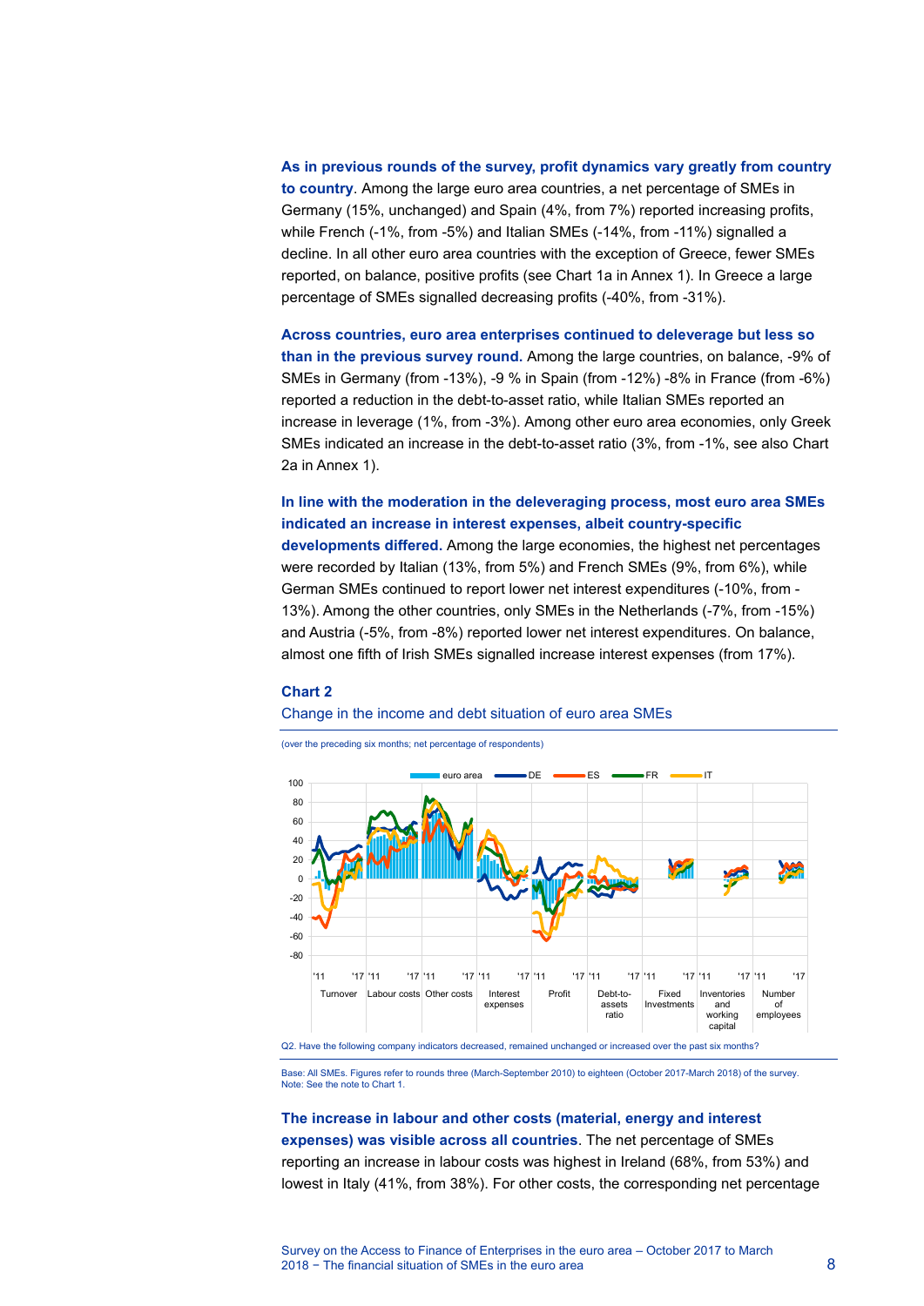**As in previous rounds of the survey, profit dynamics vary greatly from country to country**. Among the large euro area countries, a net percentage of SMEs in Germany (15%, unchanged) and Spain (4%, from 7%) reported increasing profits, while French (-1%, from -5%) and Italian SMEs (-14%, from -11%) signalled a decline. In all other euro area countries with the exception of Greece, fewer SMEs reported, on balance, positive profits (see Chart 1a in Annex 1). In Greece a large percentage of SMEs signalled decreasing profits (-40%, from -31%).

**Across countries, euro area enterprises continued to deleverage but less so than in the previous survey round.** Among the large countries, on balance, -9% of SMEs in Germany (from -13%), -9 % in Spain (from -12%) -8% in France (from -6%) reported a reduction in the debt-to-asset ratio, while Italian SMEs reported an increase in leverage (1%, from -3%). Among other euro area economies, only Greek SMEs indicated an increase in the debt-to-asset ratio (3%, from -1%, see also Chart 2a in Annex 1).

**In line with the moderation in the deleveraging process, most euro area SMEs indicated an increase in interest expenses, albeit country-specific developments differed.** Among the large economies, the highest net percentages were recorded by Italian (13%, from 5%) and French SMEs (9%, from 6%), while German SMEs continued to report lower net interest expenditures (-10%, from -13%). Among the other countries, only SMEs in the Netherlands (-7%, from -15%) and Austria (-5%, from -8%) reported lower net interest expenditures. On balance, almost one fifth of Irish SMEs signalled increase interest expenses (from 17%).

### Chart 2

Change in the income and debt situation of euro area SMEs

(over the preceding six months; net percentage of respondents)

Q2. Have the following company indicators decreased, remained unchanged or increased over the past six months?

Base: All SMEs. Figures refer to rounds three (March-September 2010) to eighteen (October 2017-March 2018) of the survey.
Note: See the note to Chart 1.

**The increase in labour and other costs (material, energy and interest expenses) was visible across all countries**. The net percentage of SMEs reporting an increase in labour costs was highest in Ireland (68%, from 53%) and lowest in Italy (41%, from 38%). For other costs, the corresponding net percentage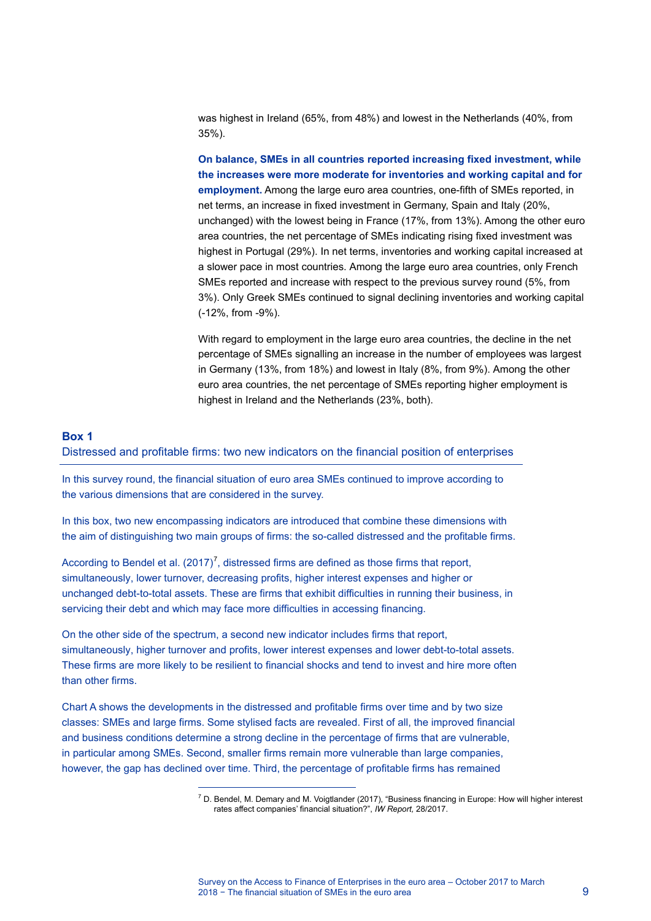was highest in Ireland (65%, from 48%) and lowest in the Netherlands (40%, from 35%).

**On balance, SMEs in all countries reported increasing fixed investment, while the increases were more moderate for inventories and working capital and for employment.** Among the large euro area countries, one-fifth of SMEs reported, in net terms, an increase in fixed investment in Germany, Spain and Italy (20%, unchanged) with the lowest being in France (17%, from 13%). Among the other euro area countries, the net percentage of SMEs indicating rising fixed investment was highest in Portugal (29%). In net terms, inventories and working capital increased at a slower pace in most countries. Among the large euro area countries, only French SMEs reported and increase with respect to the previous survey round (5%, from 3%). Only Greek SMEs continued to signal declining inventories and working capital (-12%, from -9%).

With regard to employment in the large euro area countries, the decline in the net percentage of SMEs signalling an increase in the number of employees was largest in Germany (13%, from 18%) and lowest in Italy (8%, from 9%). Among the other euro area countries, the net percentage of SMEs reporting higher employment is highest in Ireland and the Netherlands (23%, both).

## Box 1

### Distressed and profitable firms: two new indicators on the financial position of enterprises

In this survey round, the financial situation of euro area SMEs continued to improve according to the various dimensions that are considered in the survey.

In this box, two new encompassing indicators are introduced that combine these dimensions with the aim of distinguishing two main groups of firms: the so-called distressed and the profitable firms.

According to Bendel et al. (2017)[7], distressed firms are defined as those firms that report, simultaneously, lower turnover, decreasing profits, higher interest expenses and higher or unchanged debt-to-total assets. These are firms that exhibit difficulties in running their business, in servicing their debt and which may face more difficulties in accessing financing.

On the other side of the spectrum, a second new indicator includes firms that report, simultaneously, higher turnover and profits, lower interest expenses and lower debt-to-total assets. These firms are more likely to be resilient to financial shocks and tend to invest and hire more often than other firms.

Chart A shows the developments in the distressed and profitable firms over time and by two size classes: SMEs and large firms. Some stylised facts are revealed. First of all, the improved financial and business conditions determine a strong decline in the percentage of firms that are vulnerable, in particular among SMEs. Second, smaller firms remain more vulnerable than large companies, however, the gap has declined over time. Third, the percentage of profitable firms has remained

[7] D. Bendel, M. Demary and M. Voigtlander (2017), "Business financing in Europe: How will higher interest rates affect companies' financial situation?", *IW Report,* 28/2017.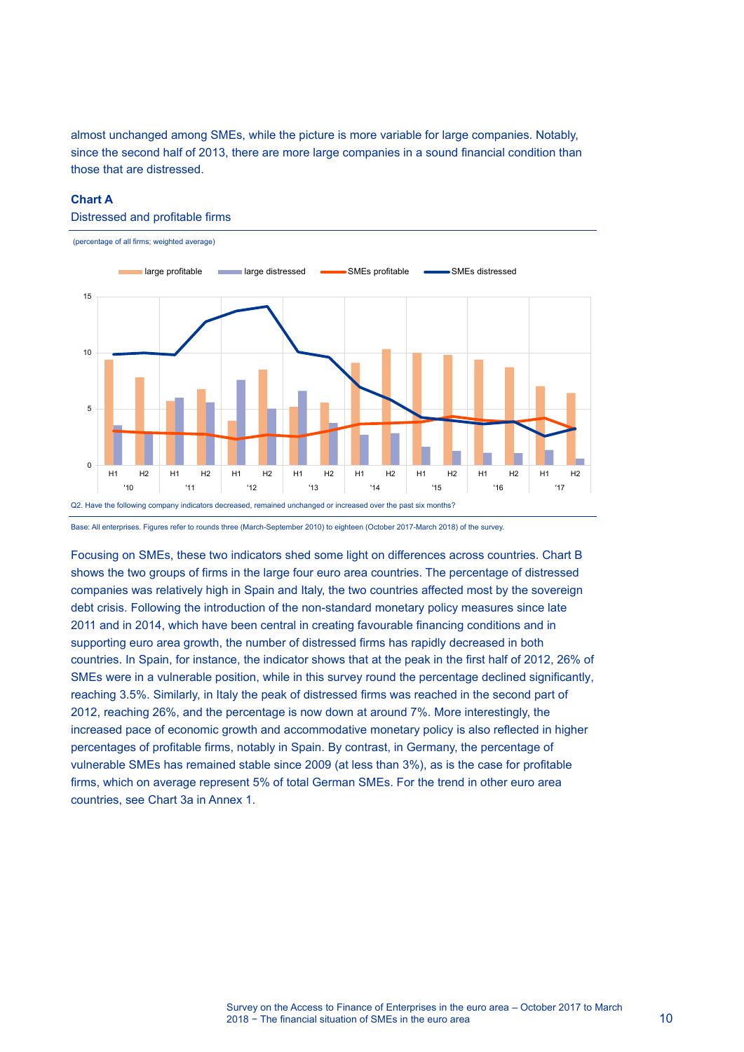almost unchanged among SMEs, while the picture is more variable for large companies. Notably, since the second half of 2013, there are more large companies in a sound financial condition than those that are distressed.

**Chart A**

Distressed and profitable firms

(percentage of all firms; weighted average)

Q2. Have the following company indicators decreased, remained unchanged or increased over the past six months?

Base: All enterprises. Figures refer to rounds three (March-September 2010) to eighteen (October 2017-March 2018) of the survey.

Focusing on SMEs, these two indicators shed some light on differences across countries. Chart B shows the two groups of firms in the large four euro area countries. The percentage of distressed companies was relatively high in Spain and Italy, the two countries affected most by the sovereign debt crisis. Following the introduction of the non-standard monetary policy measures since late 2011 and in 2014, which have been central in creating favourable financing conditions and in supporting euro area growth, the number of distressed firms has rapidly decreased in both countries. In Spain, for instance, the indicator shows that at the peak in the first half of 2012, 26% of SMEs were in a vulnerable position, while in this survey round the percentage declined significantly, reaching 3.5%. Similarly, in Italy the peak of distressed firms was reached in the second part of 2012, reaching 26%, and the percentage is now down at around 7%. More interestingly, the increased pace of economic growth and accommodative monetary policy is also reflected in higher percentages of profitable firms, notably in Spain. By contrast, in Germany, the percentage of vulnerable SMEs has remained stable since 2009 (at less than 3%), as is the case for profitable firms, which on average represent 5% of total German SMEs. For the trend in other euro area countries, see Chart 3a in Annex 1.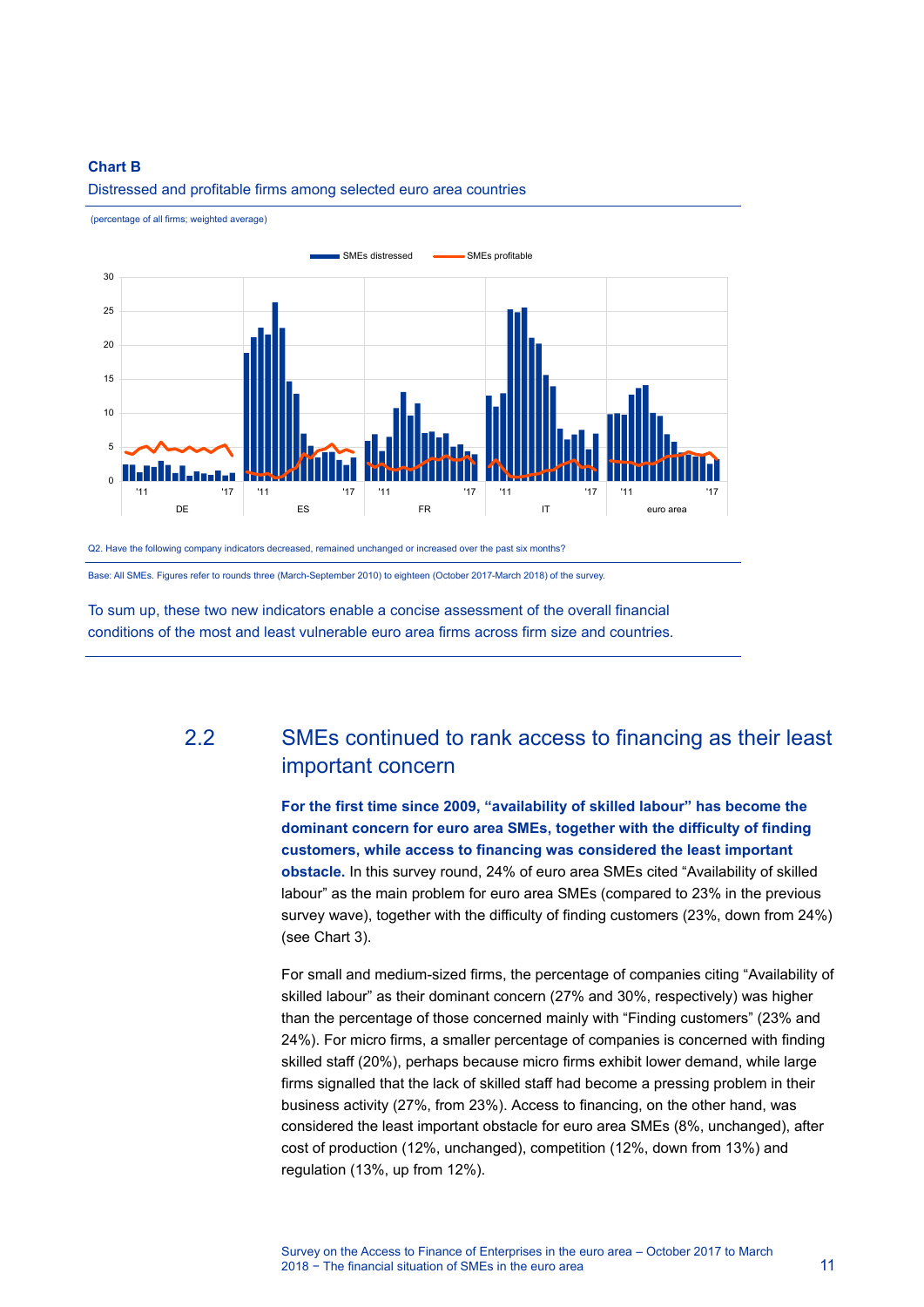**Chart B**

Distressed and profitable firms among selected euro area countries

(percentage of all firms; weighted average)

Q2. Have the following company indicators decreased, remained unchanged or increased over the past six months?

Base: All SMEs. Figures refer to rounds three (March-September 2010) to eighteen (October 2017-March 2018) of the survey.

To sum up, these two new indicators enable a concise assessment of the overall financial conditions of the most and least vulnerable euro area firms across firm size and countries.

## 2.2 SMEs continued to rank access to financing as their least important concern

**For the first time since 2009, "availability of skilled labour" has become the dominant concern for euro area SMEs, together with the difficulty of finding customers, while access to financing was considered the least important obstacle.** In this survey round, 24% of euro area SMEs cited "Availability of skilled labour" as the main problem for euro area SMEs (compared to 23% in the previous survey wave), together with the difficulty of finding customers (23%, down from 24%) (see Chart 3).

For small and medium-sized firms, the percentage of companies citing "Availability of skilled labour" as their dominant concern (27% and 30%, respectively) was higher than the percentage of those concerned mainly with "Finding customers" (23% and 24%). For micro firms, a smaller percentage of companies is concerned with finding skilled staff (20%), perhaps because micro firms exhibit lower demand, while large firms signalled that the lack of skilled staff had become a pressing problem in their business activity (27%, from 23%). Access to financing, on the other hand, was considered the least important obstacle for euro area SMEs (8%, unchanged), after cost of production (12%, unchanged), competition (12%, down from 13%) and regulation (13%, up from 12%).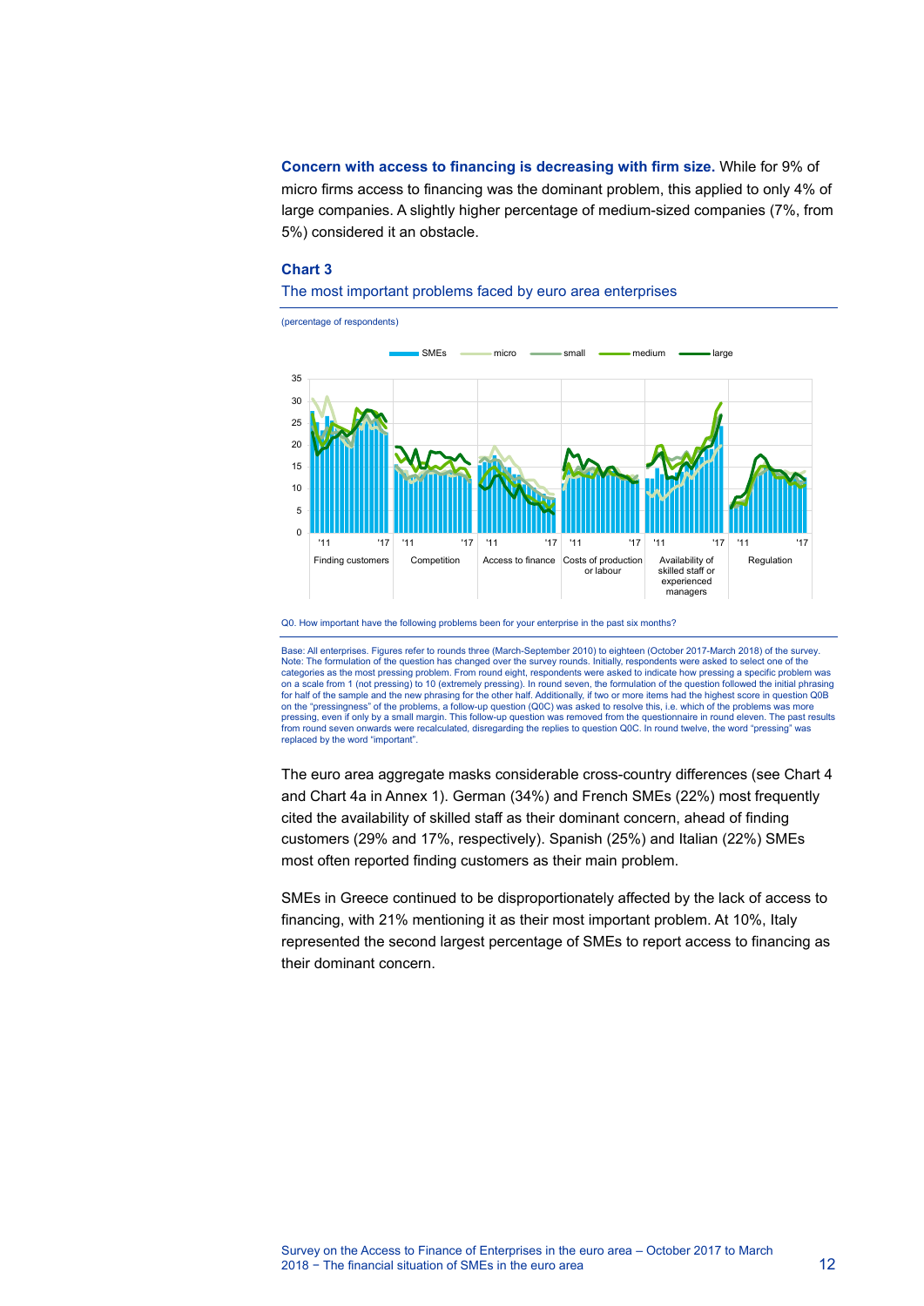**Concern with access to financing is decreasing with firm size.** While for 9% of micro firms access to financing was the dominant problem, this applied to only 4% of large companies. A slightly higher percentage of medium-sized companies (7%, from 5%) considered it an obstacle.

### Chart 3

The most important problems faced by euro area enterprises

(percentage of respondents)

Q0. How important have the following problems been for your enterprise in the past six months?

Base: All enterprises. Figures refer to rounds three (March-September 2010) to eighteen (October 2017-March 2018) of the survey.
Note: The formulation of the question has changed over the survey rounds. Initially, respondents were asked to select one of the categories as the most pressing problem. From round eight, respondents were asked to indicate how pressing a specific problem was on a scale from 1 (not pressing) to 10 (extremely pressing). In round seven, the formulation of the question followed the initial phrasing for half of the sample and the new phrasing for the other half. Additionally, if two or more items had the highest score in question Q0B on the "pressingness" of the problems, a follow-up question (Q0C) was asked to resolve this, i.e. which of the problems was more pressing, even if only by a small margin. This follow-up question was removed from the questionnaire in round eleven. The past results from round seven onwards were recalculated, disregarding the replies to question Q0C. In round twelve, the word "pressing" was replaced by the word "important".

The euro area aggregate masks considerable cross-country differences (see Chart 4 and Chart 4a in Annex 1). German (34%) and French SMEs (22%) most frequently cited the availability of skilled staff as their dominant concern, ahead of finding customers (29% and 17%, respectively). Spanish (25%) and Italian (22%) SMEs most often reported finding customers as their main problem.

SMEs in Greece continued to be disproportionately affected by the lack of access to financing, with 21% mentioning it as their most important problem. At 10%, Italy represented the second largest percentage of SMEs to report access to financing as their dominant concern.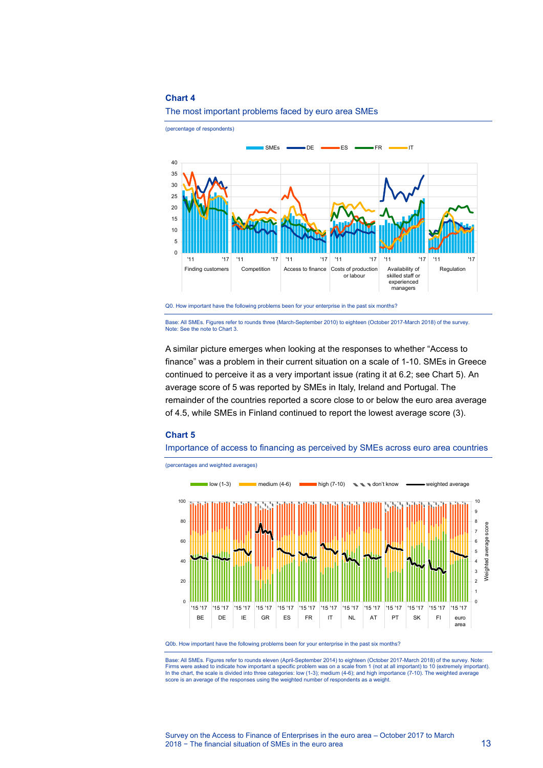## Chart 4

The most important problems faced by euro area SMEs

(percentage of respondents)

Q0. How important have the following problems been for your enterprise in the past six months?

Base: All SMEs. Figures refer to rounds three (March-September 2010) to eighteen (October 2017-March 2018) of the survey.
Note: See the note to Chart 3.

A similar picture emerges when looking at the responses to whether "Access to finance" was a problem in their current situation on a scale of 1-10. SMEs in Greece continued to perceive it as a very important issue (rating it at 6.2; see Chart 5). An average score of 5 was reported by SMEs in Italy, Ireland and Portugal. The remainder of the countries reported a score close to or below the euro area average of 4.5, while SMEs in Finland continued to report the lowest average score (3).

## Chart 5

Importance of access to financing as perceived by SMEs across euro area countries

(percentages and weighted averages)

Q0b. How important have the following problems been for your enterprise in the past six months?

Base: All SMEs. Figures refer to rounds eleven (April-September 2014) to eighteen (October 2017-March 2018) of the survey. Note: Firms were asked to indicate how important a specific problem was on a scale from 1 (not at all important) to 10 (extremely important). In the chart, the scale is divided into three categories: low (1-3); medium (4-6); and high importance (7-10). The weighted average score is an average of the responses using the weighted number of respondents as a weight.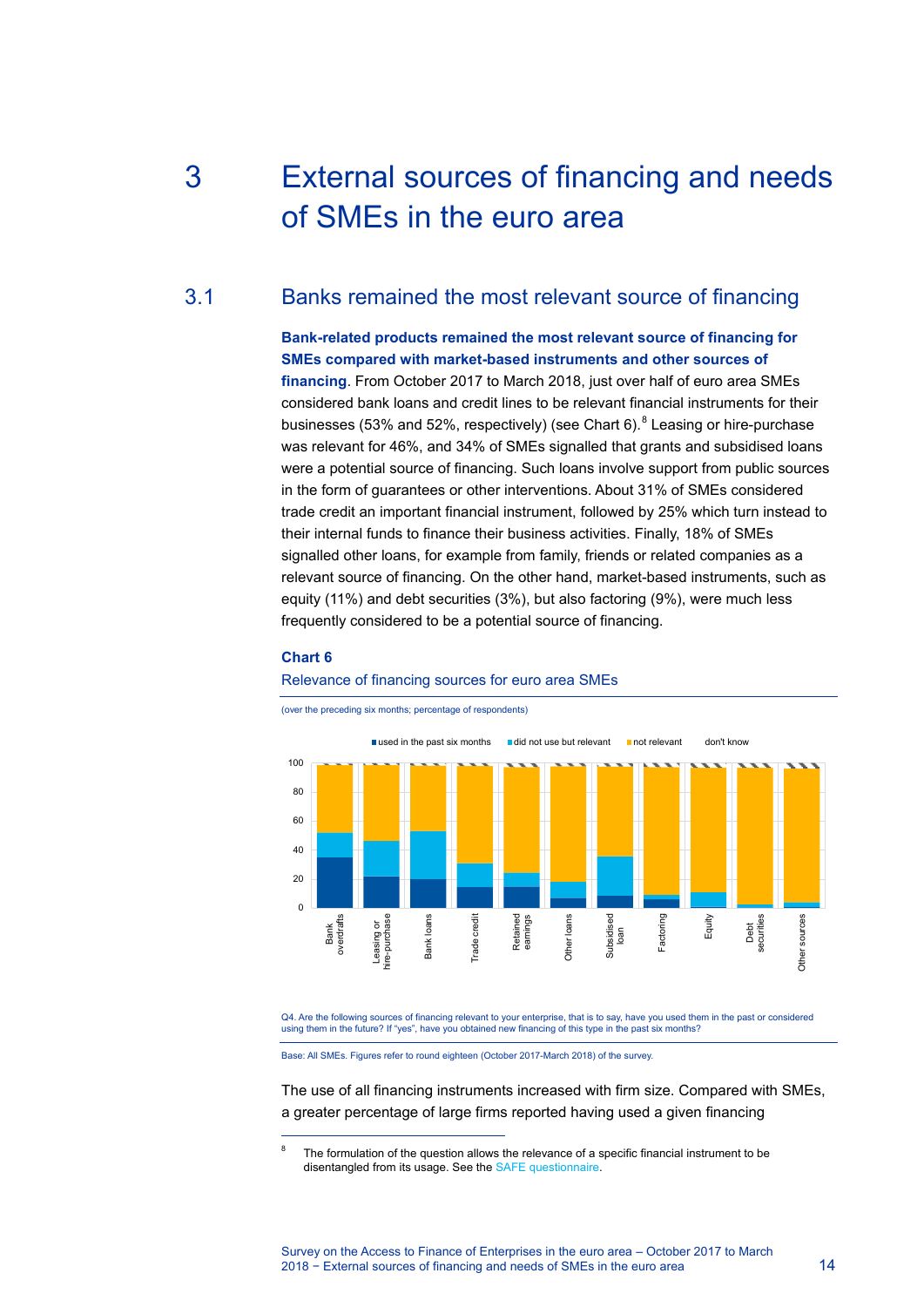# 3 External sources of financing and needs of SMEs in the euro area

## 3.1 Banks remained the most relevant source of financing

**Bank-related products remained the most relevant source of financing for SMEs compared with market-based instruments and other sources of financing**. From October 2017 to March 2018, just over half of euro area SMEs considered bank loans and credit lines to be relevant financial instruments for their businesses (53% and 52%, respectively) (see Chart 6).[8] Leasing or hire-purchase was relevant for 46%, and 34% of SMEs signalled that grants and subsidised loans were a potential source of financing. Such loans involve support from public sources in the form of guarantees or other interventions. About 31% of SMEs considered trade credit an important financial instrument, followed by 25% which turn instead to their internal funds to finance their business activities. Finally, 18% of SMEs signalled other loans, for example from family, friends or related companies as a relevant source of financing. On the other hand, market-based instruments, such as equity (11%) and debt securities (3%), but also factoring (9%), were much less frequently considered to be a potential source of financing.

**Chart 6**

Relevance of financing sources for euro area SMEs

(over the preceding six months; percentage of respondents)

Legend: used in the past six months; did not use but relevant; not relevant; don't know

Categories: Bank overdrafts; Leasing or hire-purchase; Bank loans; Trade credit; Retained earnings; Other loans; Subsidised loan; Factoring; Equity; Debt securities; Other sources

Q4. Are the following sources of financing relevant to your enterprise, that is to say, have you used them in the past or considered using them in the future? If "yes", have you obtained new financing of this type in the past six months?

Base: All SMEs. Figures refer to round eighteen (October 2017-March 2018) of the survey.

The use of all financing instruments increased with firm size. Compared with SMEs, a greater percentage of large firms reported having used a given financing

---

[8] The formulation of the question allows the relevance of a specific financial instrument to be disentangled from its usage. See the SAFE questionnaire.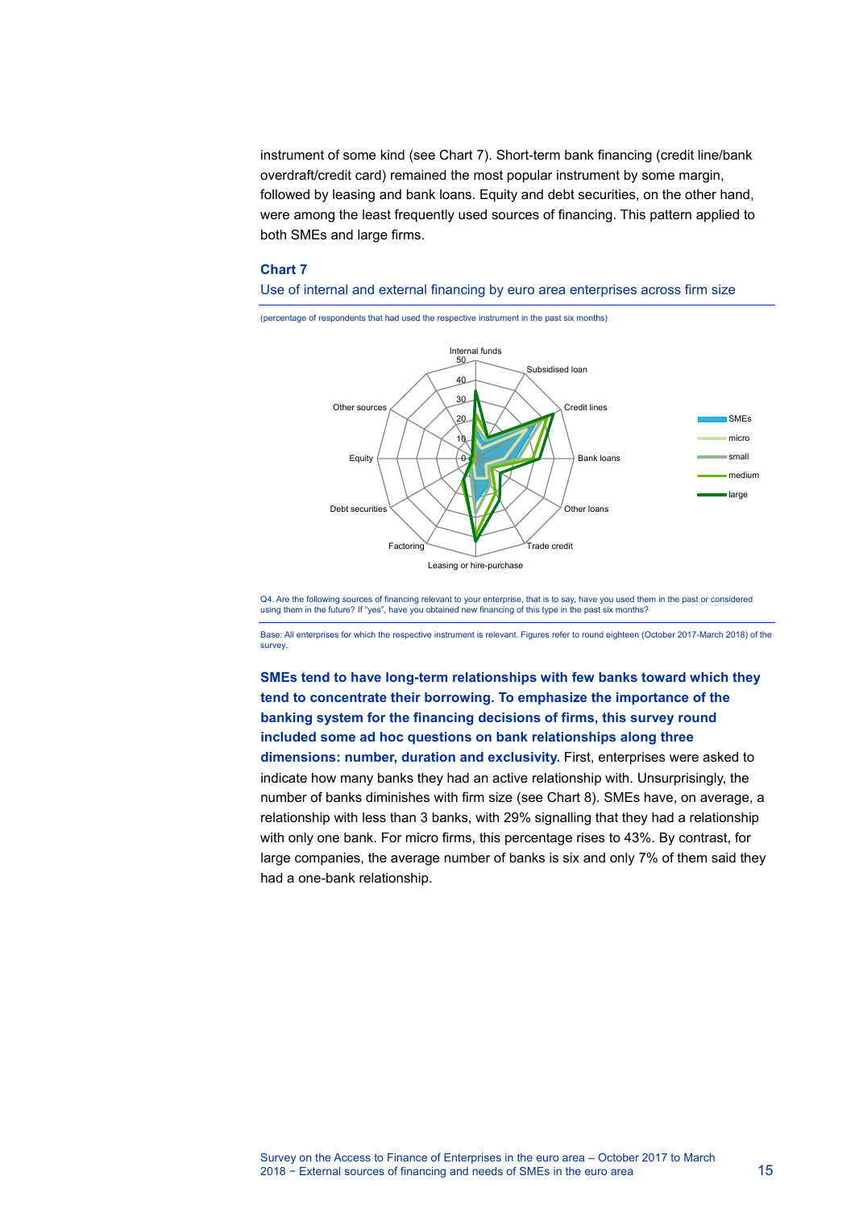instrument of some kind (see Chart 7). Short-term bank financing (credit line/bank overdraft/credit card) remained the most popular instrument by some margin, followed by leasing and bank loans. Equity and debt securities, on the other hand, were among the least frequently used sources of financing. This pattern applied to both SMEs and large firms.

### Chart 7

Use of internal and external financing by euro area enterprises across firm size

(percentage of respondents that had used the respective instrument in the past six months)

Q4. Are the following sources of financing relevant to your enterprise, that is to say, have you used them in the past or considered using them in the future? If "yes", have you obtained new financing of this type in the past six months?

Base: All enterprises for which the respective instrument is relevant. Figures refer to round eighteen (October 2017-March 2018) of the survey.

**SMEs tend to have long-term relationships with few banks toward which they tend to concentrate their borrowing. To emphasize the importance of the banking system for the financing decisions of firms, this survey round included some ad hoc questions on bank relationships along three dimensions: number, duration and exclusivity.** First, enterprises were asked to indicate how many banks they had an active relationship with. Unsurprisingly, the number of banks diminishes with firm size (see Chart 8). SMEs have, on average, a relationship with less than 3 banks, with 29% signalling that they had a relationship with only one bank. For micro firms, this percentage rises to 43%. By contrast, for large companies, the average number of banks is six and only 7% of them said they had a one-bank relationship.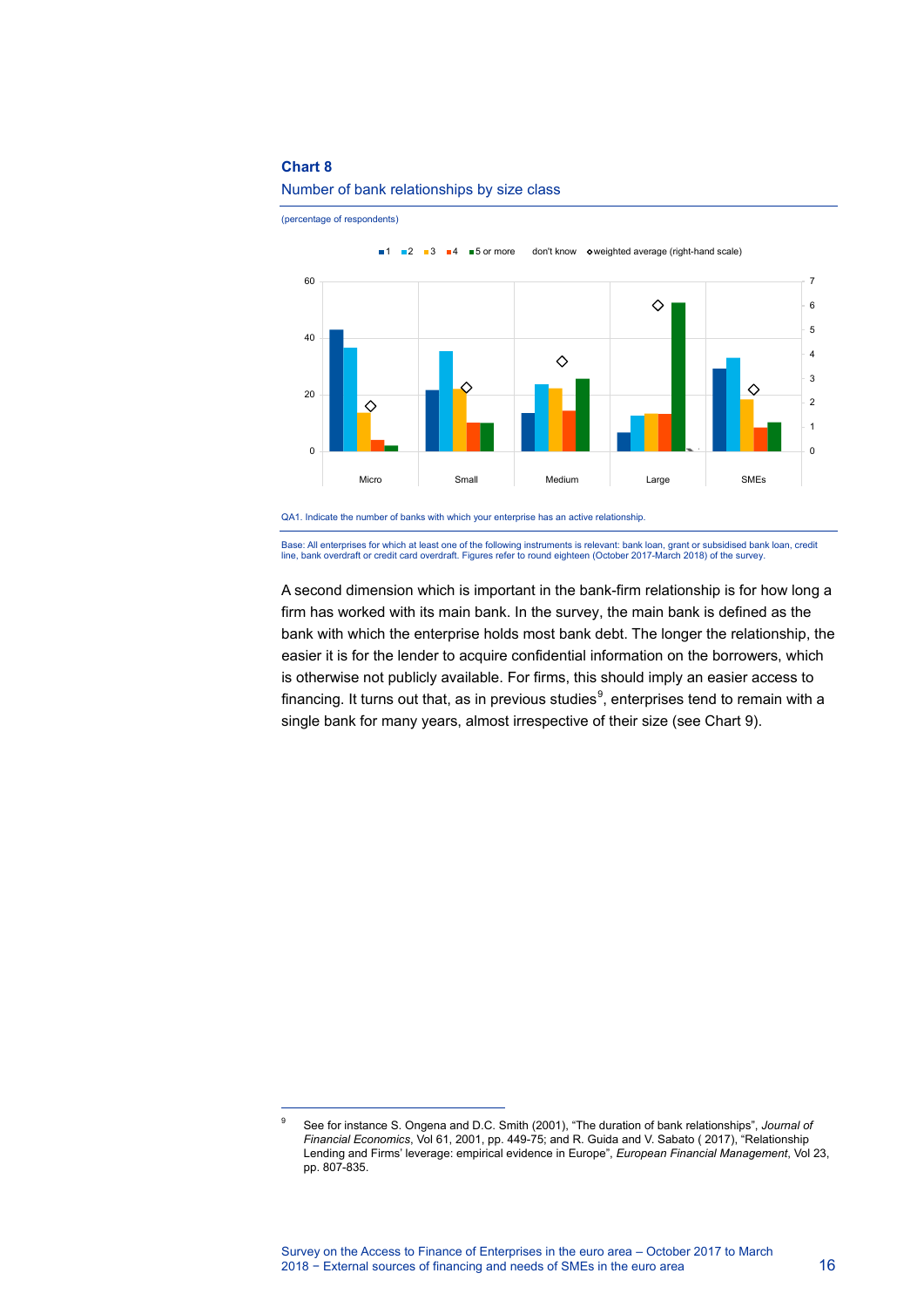**Chart 8**

Number of bank relationships by size class

(percentage of respondents)

QA1. Indicate the number of banks with which your enterprise has an active relationship.

Base: All enterprises for which at least one of the following instruments is relevant: bank loan, grant or subsidised bank loan, credit line, bank overdraft or credit card overdraft. Figures refer to round eighteen (October 2017-March 2018) of the survey.

A second dimension which is important in the bank-firm relationship is for how long a firm has worked with its main bank. In the survey, the main bank is defined as the bank with which the enterprise holds most bank debt. The longer the relationship, the easier it is for the lender to acquire confidential information on the borrowers, which is otherwise not publicly available. For firms, this should imply an easier access to financing. It turns out that, as in previous studies[9], enterprises tend to remain with a single bank for many years, almost irrespective of their size (see Chart 9).

[9] See for instance S. Ongena and D.C. Smith (2001), "The duration of bank relationships", *Journal of Financial Economics*, Vol 61, 2001, pp. 449-75; and R. Guida and V. Sabato ( 2017), "Relationship Lending and Firms' leverage: empirical evidence in Europe", *European Financial Management*, Vol 23, pp. 807-835.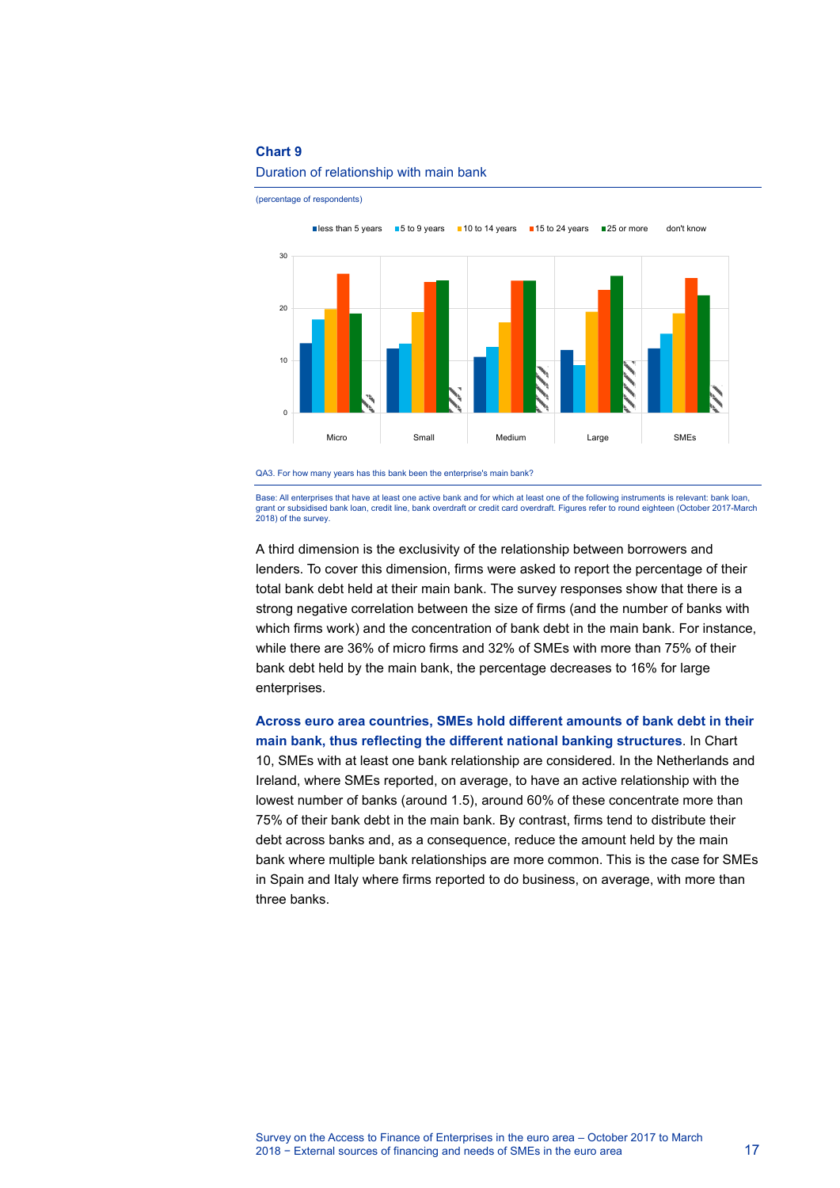**Chart 9**

Duration of relationship with main bank

(percentage of respondents)

QA3. For how many years has this bank been the enterprise's main bank?

Base: All enterprises that have at least one active bank and for which at least one of the following instruments is relevant: bank loan, grant or subsidised bank loan, credit line, bank overdraft or credit card overdraft. Figures refer to round eighteen (October 2017-March 2018) of the survey.

A third dimension is the exclusivity of the relationship between borrowers and lenders. To cover this dimension, firms were asked to report the percentage of their total bank debt held at their main bank. The survey responses show that there is a strong negative correlation between the size of firms (and the number of banks with which firms work) and the concentration of bank debt in the main bank. For instance, while there are 36% of micro firms and 32% of SMEs with more than 75% of their bank debt held by the main bank, the percentage decreases to 16% for large enterprises.

**Across euro area countries, SMEs hold different amounts of bank debt in their main bank, thus reflecting the different national banking structures**. In Chart 10, SMEs with at least one bank relationship are considered. In the Netherlands and Ireland, where SMEs reported, on average, to have an active relationship with the lowest number of banks (around 1.5), around 60% of these concentrate more than 75% of their bank debt in the main bank. By contrast, firms tend to distribute their debt across banks and, as a consequence, reduce the amount held by the main bank where multiple bank relationships are more common. This is the case for SMEs in Spain and Italy where firms reported to do business, on average, with more than three banks.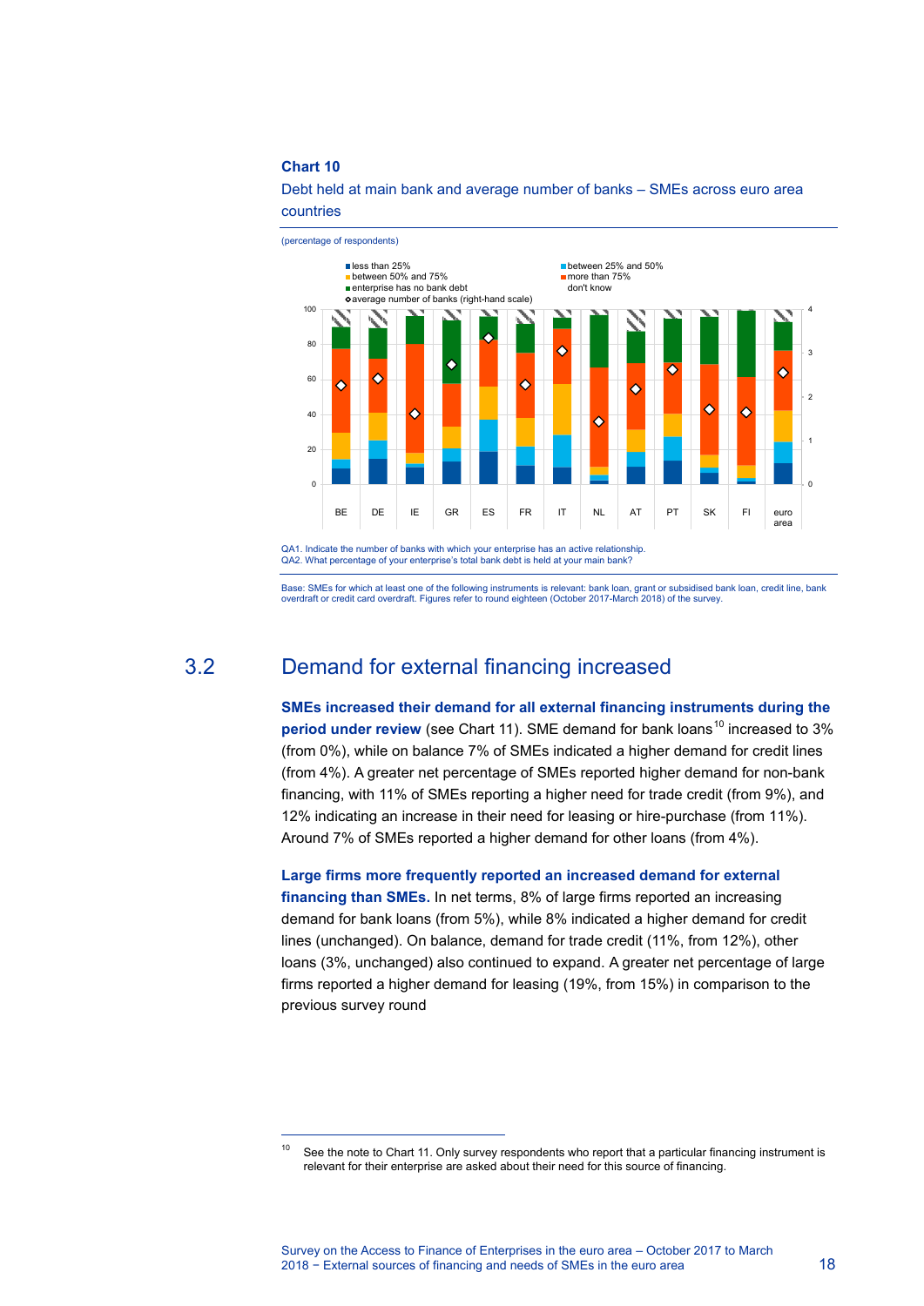**Chart 10**

Debt held at main bank and average number of banks – SMEs across euro area countries

(percentage of respondents)

QA1. Indicate the number of banks with which your enterprise has an active relationship.
QA2. What percentage of your enterprise's total bank debt is held at your main bank?

Base: SMEs for which at least one of the following instruments is relevant: bank loan, grant or subsidised bank loan, credit line, bank overdraft or credit card overdraft. Figures refer to round eighteen (October 2017-March 2018) of the survey.

## 3.2 Demand for external financing increased

**SMEs increased their demand for all external financing instruments during the period under review** (see Chart 11). SME demand for bank loans[10] increased to 3% (from 0%), while on balance 7% of SMEs indicated a higher demand for credit lines (from 4%). A greater net percentage of SMEs reported higher demand for non-bank financing, with 11% of SMEs reporting a higher need for trade credit (from 9%), and 12% indicating an increase in their need for leasing or hire-purchase (from 11%). Around 7% of SMEs reported a higher demand for other loans (from 4%).

**Large firms more frequently reported an increased demand for external financing than SMEs.** In net terms, 8% of large firms reported an increasing demand for bank loans (from 5%), while 8% indicated a higher demand for credit lines (unchanged). On balance, demand for trade credit (11%, from 12%), other loans (3%, unchanged) also continued to expand. A greater net percentage of large firms reported a higher demand for leasing (19%, from 15%) in comparison to the previous survey round

---

[10] See the note to Chart 11. Only survey respondents who report that a particular financing instrument is relevant for their enterprise are asked about their need for this source of financing.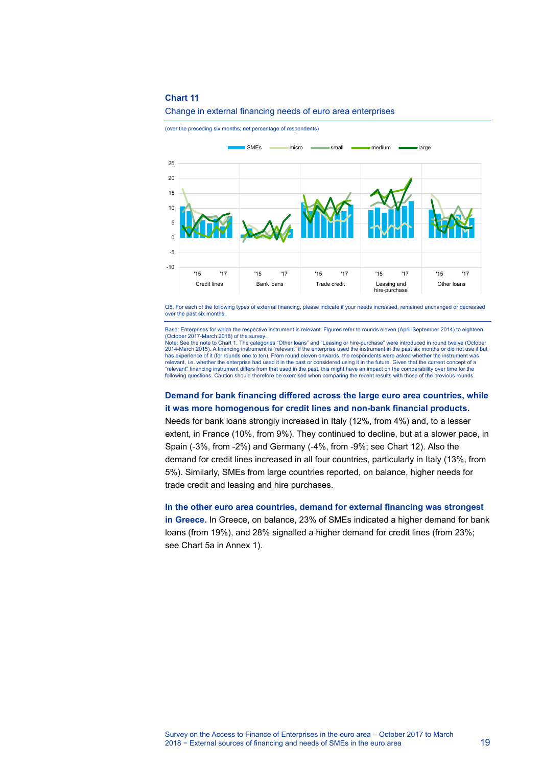**Chart 11**

Change in external financing needs of euro area enterprises

(over the preceding six months; net percentage of respondents)

Q5. For each of the following types of external financing, please indicate if your needs increased, remained unchanged or decreased over the past six months.

Base: Enterprises for which the respective instrument is relevant. Figures refer to rounds eleven (April-September 2014) to eighteen (October 2017-March 2018) of the survey.
Note: See the note to Chart 1. The categories "Other loans" and "Leasing or hire-purchase" were introduced in round twelve (October 2014-March 2015). A financing instrument is "relevant" if the enterprise used the instrument in the past six months or did not use it but has experience of it (for rounds one to ten). From round eleven onwards, the respondents were asked whether the instrument was relevant, i.e. whether the enterprise had used it in the past or considered using it in the future. Given that the current concept of a "relevant" financing instrument differs from that used in the past, this might have an impact on the comparability over time for the following questions. Caution should therefore be exercised when comparing the recent results with those of the previous rounds.

**Demand for bank financing differed across the large euro area countries, while it was more homogenous for credit lines and non-bank financial products.** Needs for bank loans strongly increased in Italy (12%, from 4%) and, to a lesser extent, in France (10%, from 9%). They continued to decline, but at a slower pace, in Spain (-3%, from -2%) and Germany (-4%, from -9%; see Chart 12). Also the demand for credit lines increased in all four countries, particularly in Italy (13%, from 5%). Similarly, SMEs from large countries reported, on balance, higher needs for trade credit and leasing and hire purchases.

**In the other euro area countries, demand for external financing was strongest in Greece.** In Greece, on balance, 23% of SMEs indicated a higher demand for bank loans (from 19%), and 28% signalled a higher demand for credit lines (from 23%; see Chart 5a in Annex 1).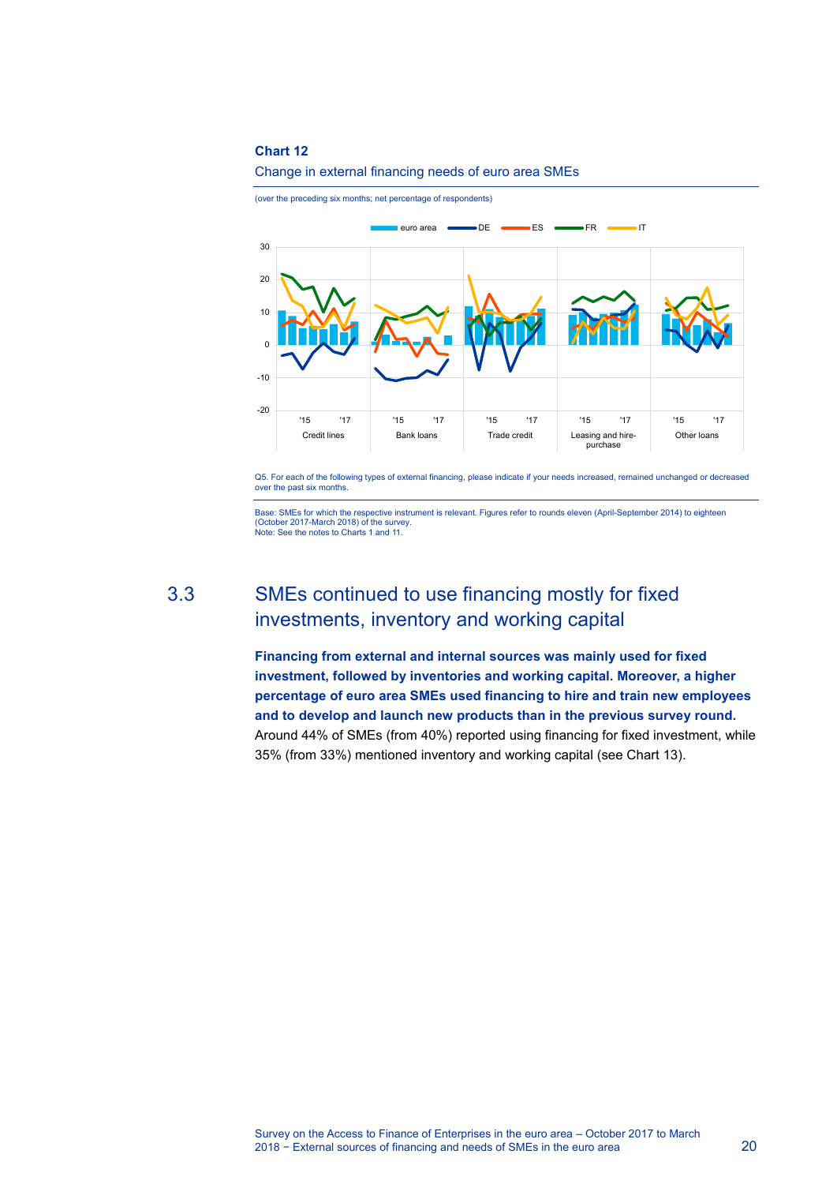**Chart 12**

Change in external financing needs of euro area SMEs

(over the preceding six months; net percentage of respondents)

Q5. For each of the following types of external financing, please indicate if your needs increased, remained unchanged or decreased over the past six months.

Base: SMEs for which the respective instrument is relevant. Figures refer to rounds eleven (April-September 2014) to eighteen (October 2017-March 2018) of the survey.
Note: See the notes to Charts 1 and 11.

## 3.3 SMEs continued to use financing mostly for fixed investments, inventory and working capital

**Financing from external and internal sources was mainly used for fixed investment, followed by inventories and working capital. Moreover, a higher percentage of euro area SMEs used financing to hire and train new employees and to develop and launch new products than in the previous survey round.** Around 44% of SMEs (from 40%) reported using financing for fixed investment, while 35% (from 33%) mentioned inventory and working capital (see Chart 13).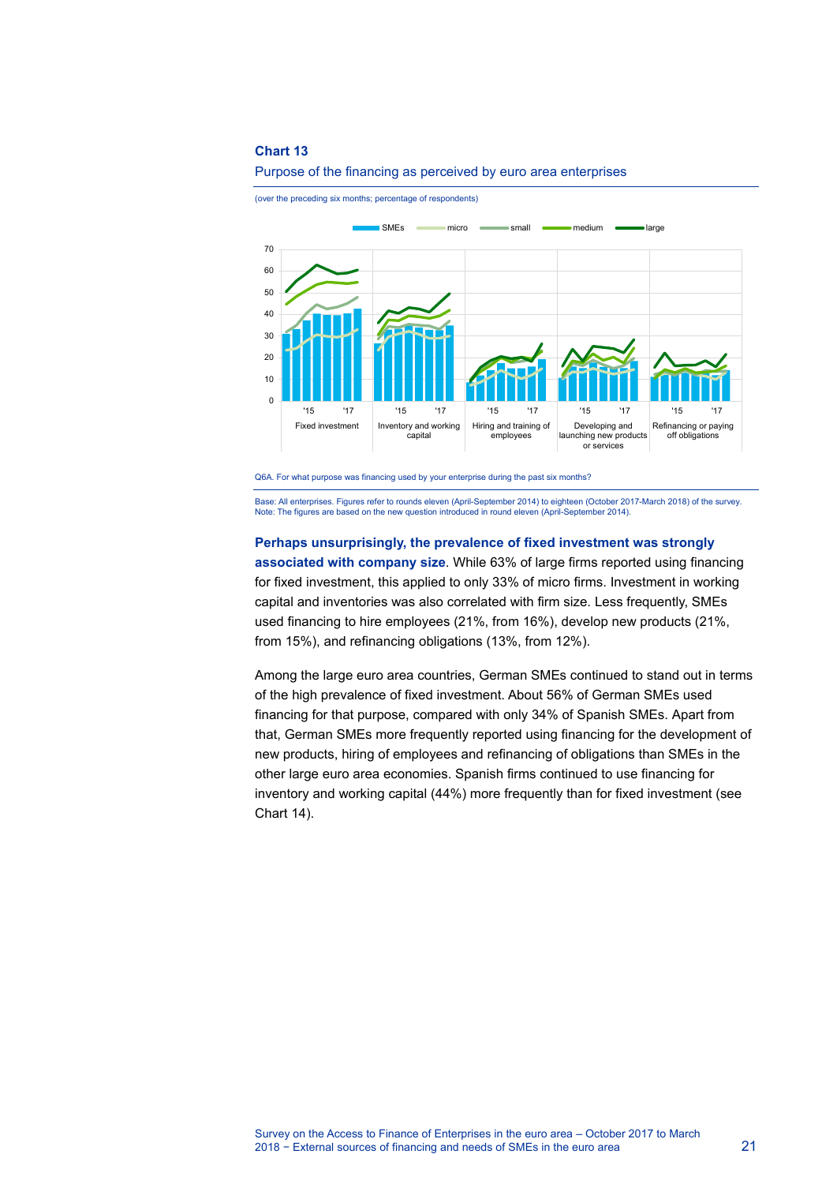**Chart 13**

Purpose of the financing as perceived by euro area enterprises

(over the preceding six months; percentage of respondents)

Q6A. For what purpose was financing used by your enterprise during the past six months?

Base: All enterprises. Figures refer to rounds eleven (April-September 2014) to eighteen (October 2017-March 2018) of the survey.
Note: The figures are based on the new question introduced in round eleven (April-September 2014).

**Perhaps unsurprisingly, the prevalence of fixed investment was strongly associated with company size**. While 63% of large firms reported using financing for fixed investment, this applied to only 33% of micro firms. Investment in working capital and inventories was also correlated with firm size. Less frequently, SMEs used financing to hire employees (21%, from 16%), develop new products (21%, from 15%), and refinancing obligations (13%, from 12%).

Among the large euro area countries, German SMEs continued to stand out in terms of the high prevalence of fixed investment. About 56% of German SMEs used financing for that purpose, compared with only 34% of Spanish SMEs. Apart from that, German SMEs more frequently reported using financing for the development of new products, hiring of employees and refinancing of obligations than SMEs in the other large euro area economies. Spanish firms continued to use financing for inventory and working capital (44%) more frequently than for fixed investment (see Chart 14).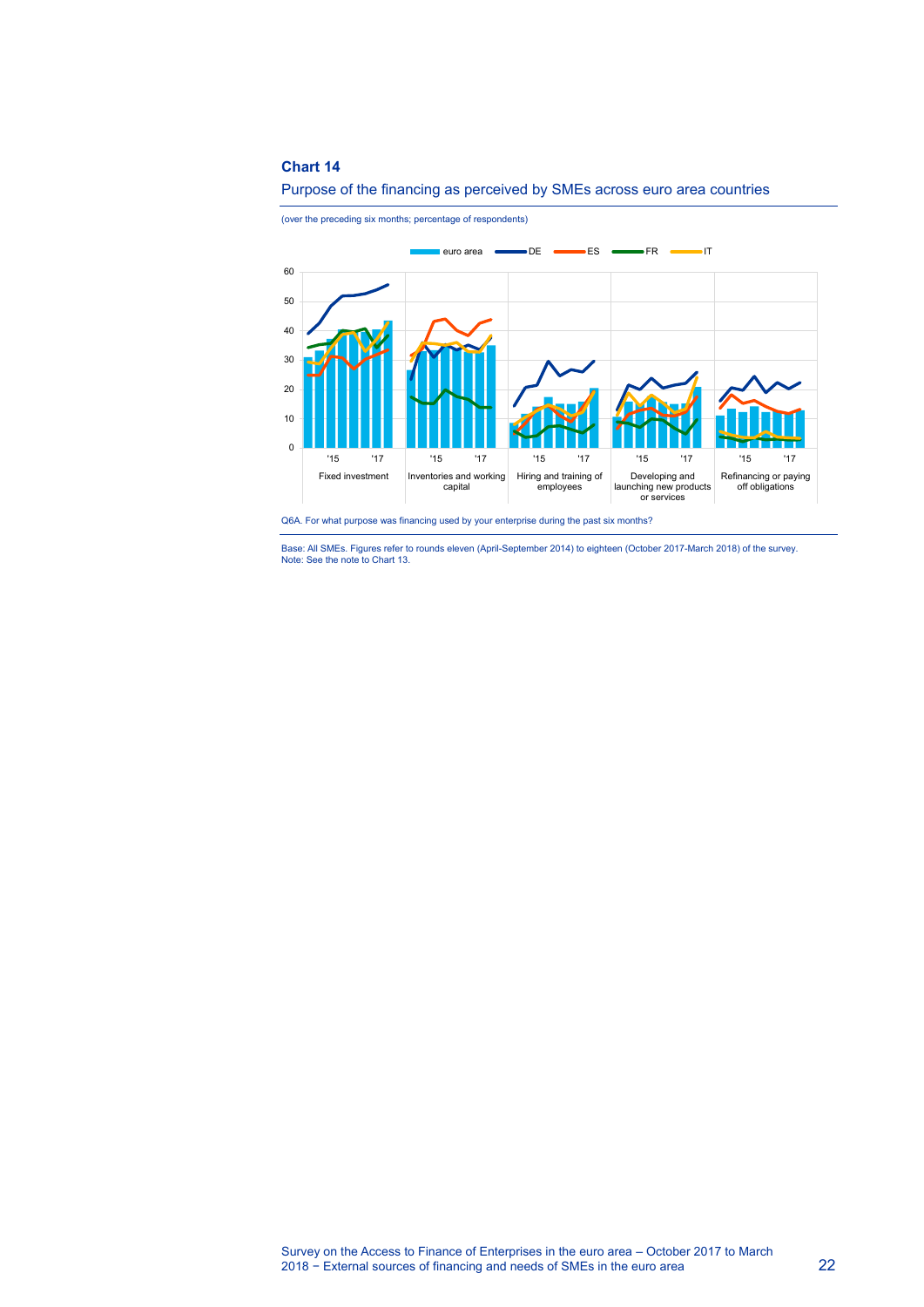**Chart 14**

Purpose of the financing as perceived by SMEs across euro area countries

(over the preceding six months; percentage of respondents)

Q6A. For what purpose was financing used by your enterprise during the past six months?

Base: All SMEs. Figures refer to rounds eleven (April-September 2014) to eighteen (October 2017-March 2018) of the survey.
Note: See the note to Chart 13.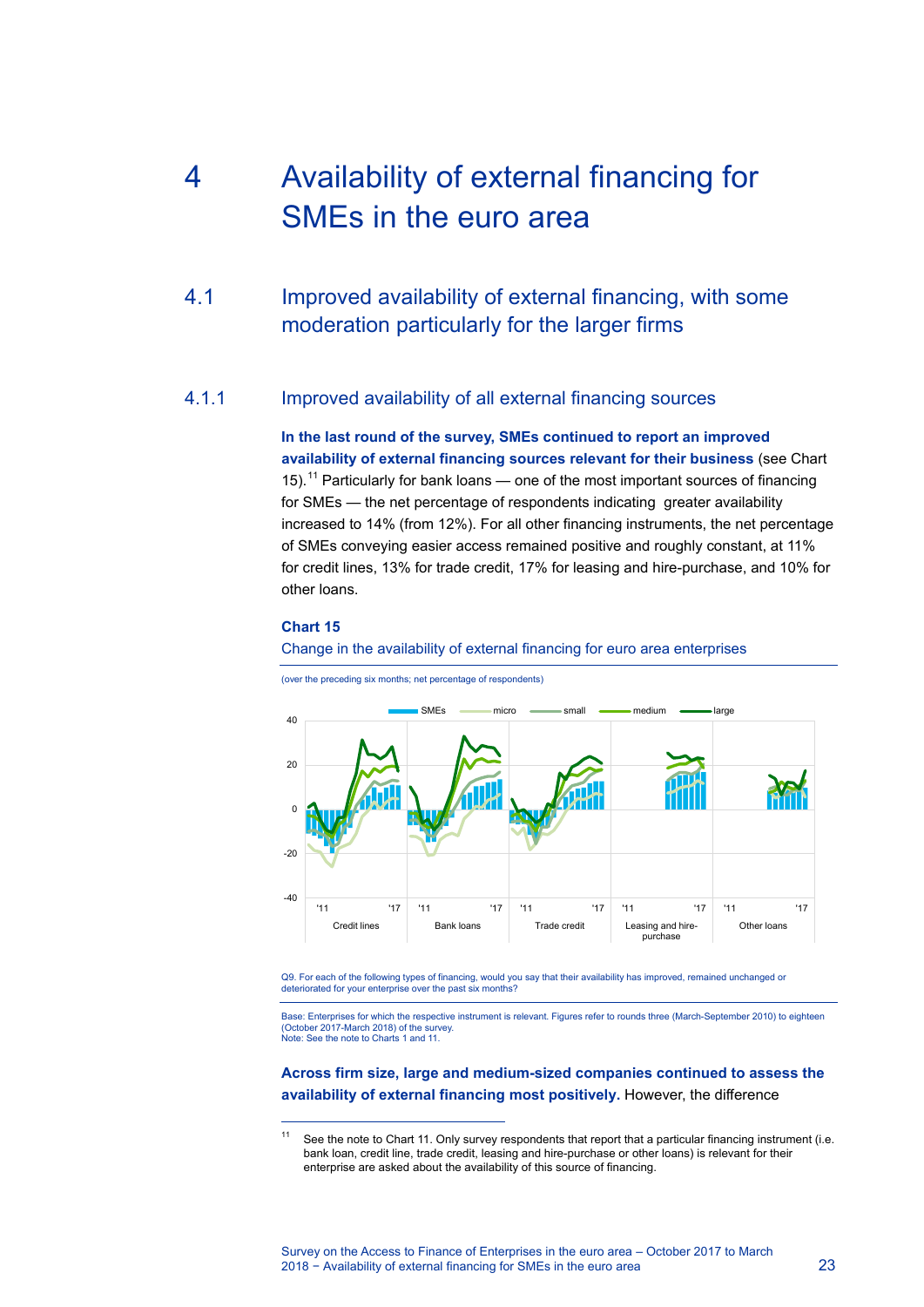# 4 Availability of external financing for SMEs in the euro area

## 4.1 Improved availability of external financing, with some moderation particularly for the larger firms

### 4.1.1 Improved availability of all external financing sources

**In the last round of the survey, SMEs continued to report an improved availability of external financing sources relevant for their business** (see Chart 15).[11] Particularly for bank loans — one of the most important sources of financing for SMEs — the net percentage of respondents indicating greater availability increased to 14% (from 12%). For all other financing instruments, the net percentage of SMEs conveying easier access remained positive and roughly constant, at 11% for credit lines, 13% for trade credit, 17% for leasing and hire-purchase, and 10% for other loans.

**Chart 15**

Change in the availability of external financing for euro area enterprises

(over the preceding six months; net percentage of respondents)

Q9. For each of the following types of financing, would you say that their availability has improved, remained unchanged or deteriorated for your enterprise over the past six months?

Base: Enterprises for which the respective instrument is relevant. Figures refer to rounds three (March-September 2010) to eighteen (October 2017-March 2018) of the survey.
Note: See the note to Charts 1 and 11.

**Across firm size, large and medium-sized companies continued to assess the availability of external financing most positively.** However, the difference

[11] See the note to Chart 11. Only survey respondents that report that a particular financing instrument (i.e. bank loan, credit line, trade credit, leasing and hire-purchase or other loans) is relevant for their enterprise are asked about the availability of this source of financing.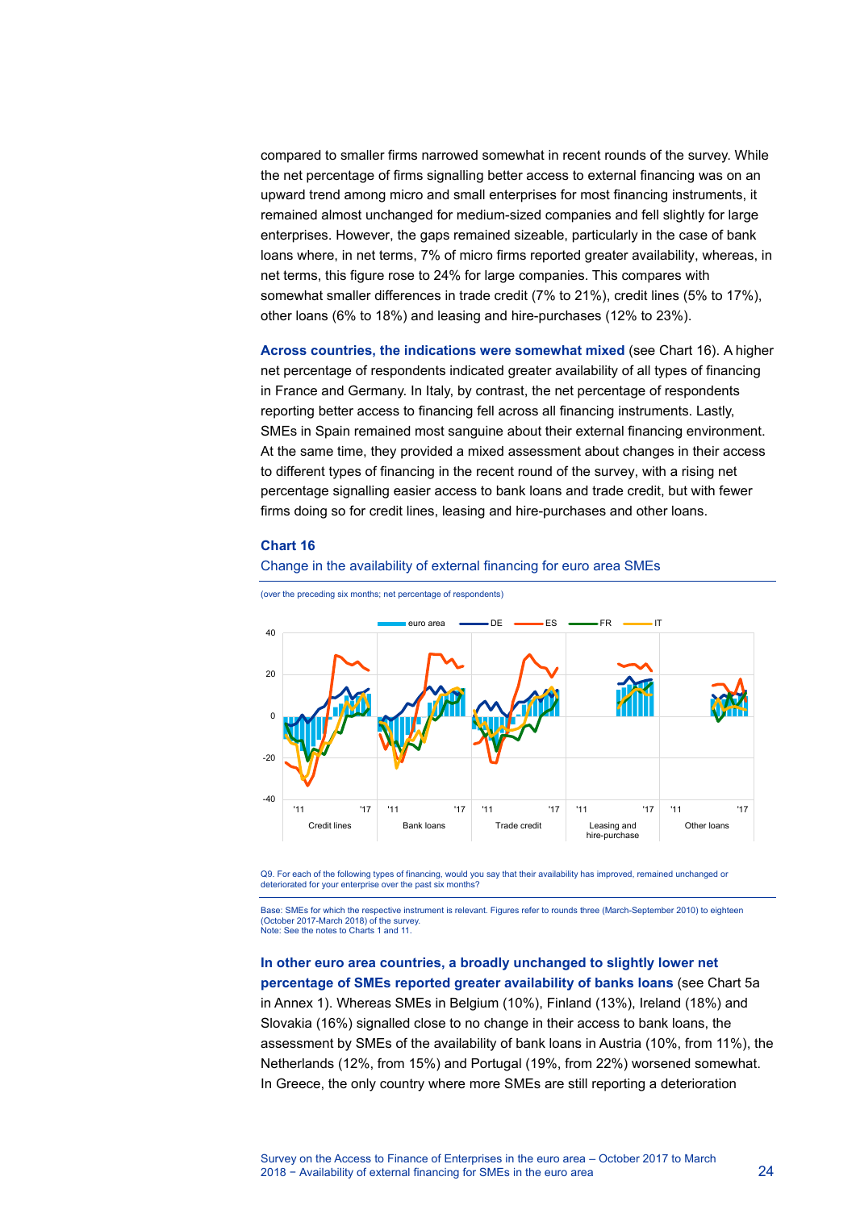compared to smaller firms narrowed somewhat in recent rounds of the survey. While the net percentage of firms signalling better access to external financing was on an upward trend among micro and small enterprises for most financing instruments, it remained almost unchanged for medium-sized companies and fell slightly for large enterprises. However, the gaps remained sizeable, particularly in the case of bank loans where, in net terms, 7% of micro firms reported greater availability, whereas, in net terms, this figure rose to 24% for large companies. This compares with somewhat smaller differences in trade credit (7% to 21%), credit lines (5% to 17%), other loans (6% to 18%) and leasing and hire-purchases (12% to 23%).

**Across countries, the indications were somewhat mixed** (see Chart 16). A higher net percentage of respondents indicated greater availability of all types of financing in France and Germany. In Italy, by contrast, the net percentage of respondents reporting better access to financing fell across all financing instruments. Lastly, SMEs in Spain remained most sanguine about their external financing environment. At the same time, they provided a mixed assessment about changes in their access to different types of financing in the recent round of the survey, with a rising net percentage signalling easier access to bank loans and trade credit, but with fewer firms doing so for credit lines, leasing and hire-purchases and other loans.

**Chart 16**

Change in the availability of external financing for euro area SMEs

(over the preceding six months; net percentage of respondents)

Q9. For each of the following types of financing, would you say that their availability has improved, remained unchanged or deteriorated for your enterprise over the past six months?

Base: SMEs for which the respective instrument is relevant. Figures refer to rounds three (March-September 2010) to eighteen (October 2017-March 2018) of the survey.
Note: See the notes to Charts 1 and 11.

**In other euro area countries, a broadly unchanged to slightly lower net percentage of SMEs reported greater availability of banks loans** (see Chart 5a in Annex 1). Whereas SMEs in Belgium (10%), Finland (13%), Ireland (18%) and Slovakia (16%) signalled close to no change in their access to bank loans, the assessment by SMEs of the availability of bank loans in Austria (10%, from 11%), the Netherlands (12%, from 15%) and Portugal (19%, from 22%) worsened somewhat. In Greece, the only country where more SMEs are still reporting a deterioration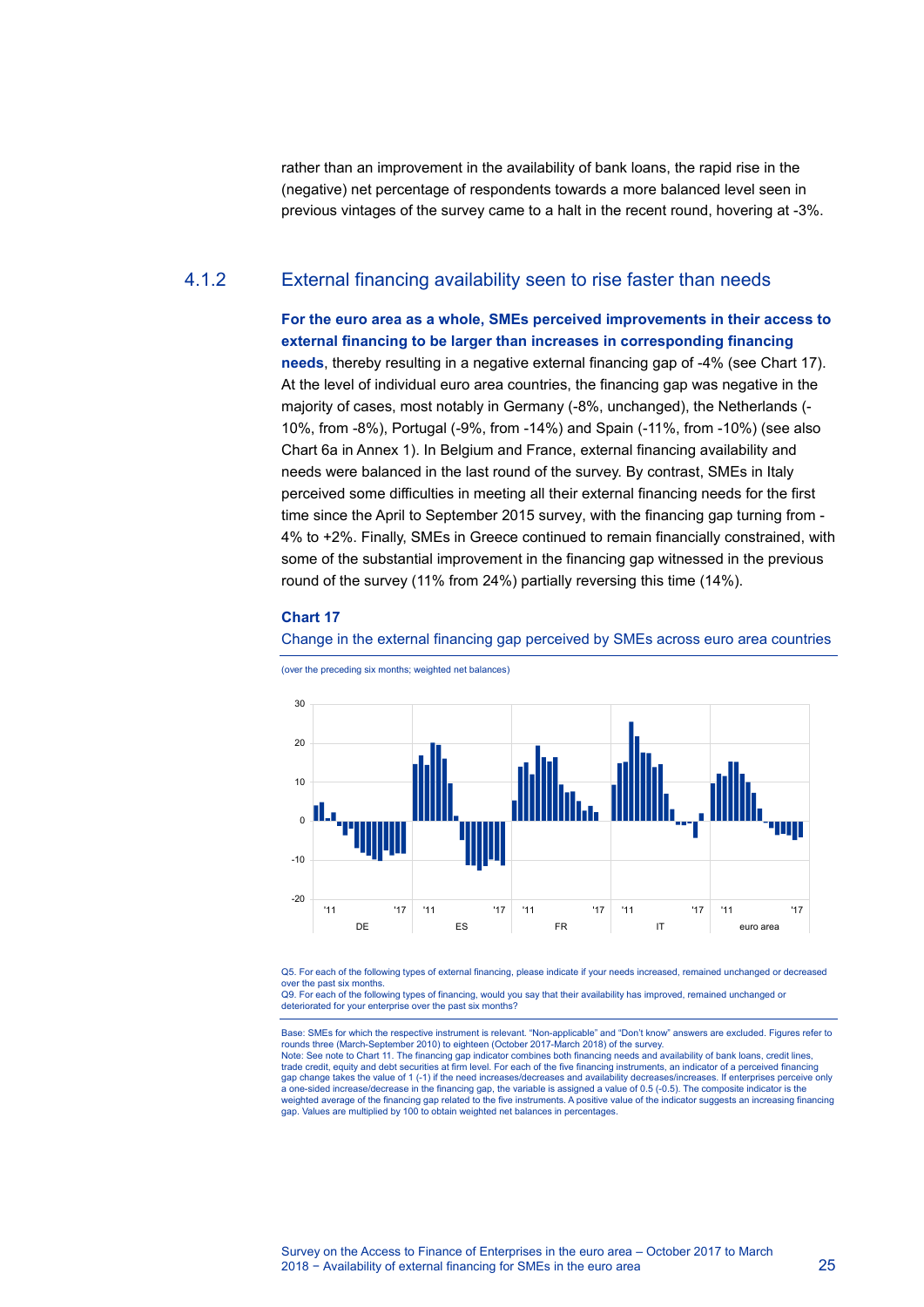rather than an improvement in the availability of bank loans, the rapid rise in the (negative) net percentage of respondents towards a more balanced level seen in previous vintages of the survey came to a halt in the recent round, hovering at -3%.

### 4.1.2 External financing availability seen to rise faster than needs

**For the euro area as a whole, SMEs perceived improvements in their access to external financing to be larger than increases in corresponding financing needs**, thereby resulting in a negative external financing gap of -4% (see Chart 17). At the level of individual euro area countries, the financing gap was negative in the majority of cases, most notably in Germany (-8%, unchanged), the Netherlands (-10%, from -8%), Portugal (-9%, from -14%) and Spain (-11%, from -10%) (see also Chart 6a in Annex 1). In Belgium and France, external financing availability and needs were balanced in the last round of the survey. By contrast, SMEs in Italy perceived some difficulties in meeting all their external financing needs for the first time since the April to September 2015 survey, with the financing gap turning from -4% to +2%. Finally, SMEs in Greece continued to remain financially constrained, with some of the substantial improvement in the financing gap witnessed in the previous round of the survey (11% from 24%) partially reversing this time (14%).

**Chart 17**

Change in the external financing gap perceived by SMEs across euro area countries

(over the preceding six months; weighted net balances)

Q5. For each of the following types of external financing, please indicate if your needs increased, remained unchanged or decreased over the past six months.
Q9. For each of the following types of financing, would you say that their availability has improved, remained unchanged or deteriorated for your enterprise over the past six months?

Base: SMEs for which the respective instrument is relevant. "Non-applicable" and "Don't know" answers are excluded. Figures refer to rounds three (March-September 2010) to eighteen (October 2017-March 2018) of the survey.
Note: See note to Chart 11. The financing gap indicator combines both financing needs and availability of bank loans, credit lines, trade credit, equity and debt securities at firm level. For each of the five financing instruments, an indicator of a perceived financing gap change takes the value of 1 (-1) if the need increases/decreases and availability decreases/increases. If enterprises perceive only a one-sided increase/decrease in the financing gap, the variable is assigned a value of 0.5 (-0.5). The composite indicator is the weighted average of the financing gap related to the five instruments. A positive value of the indicator suggests an increasing financing gap. Values are multiplied by 100 to obtain weighted net balances in percentages.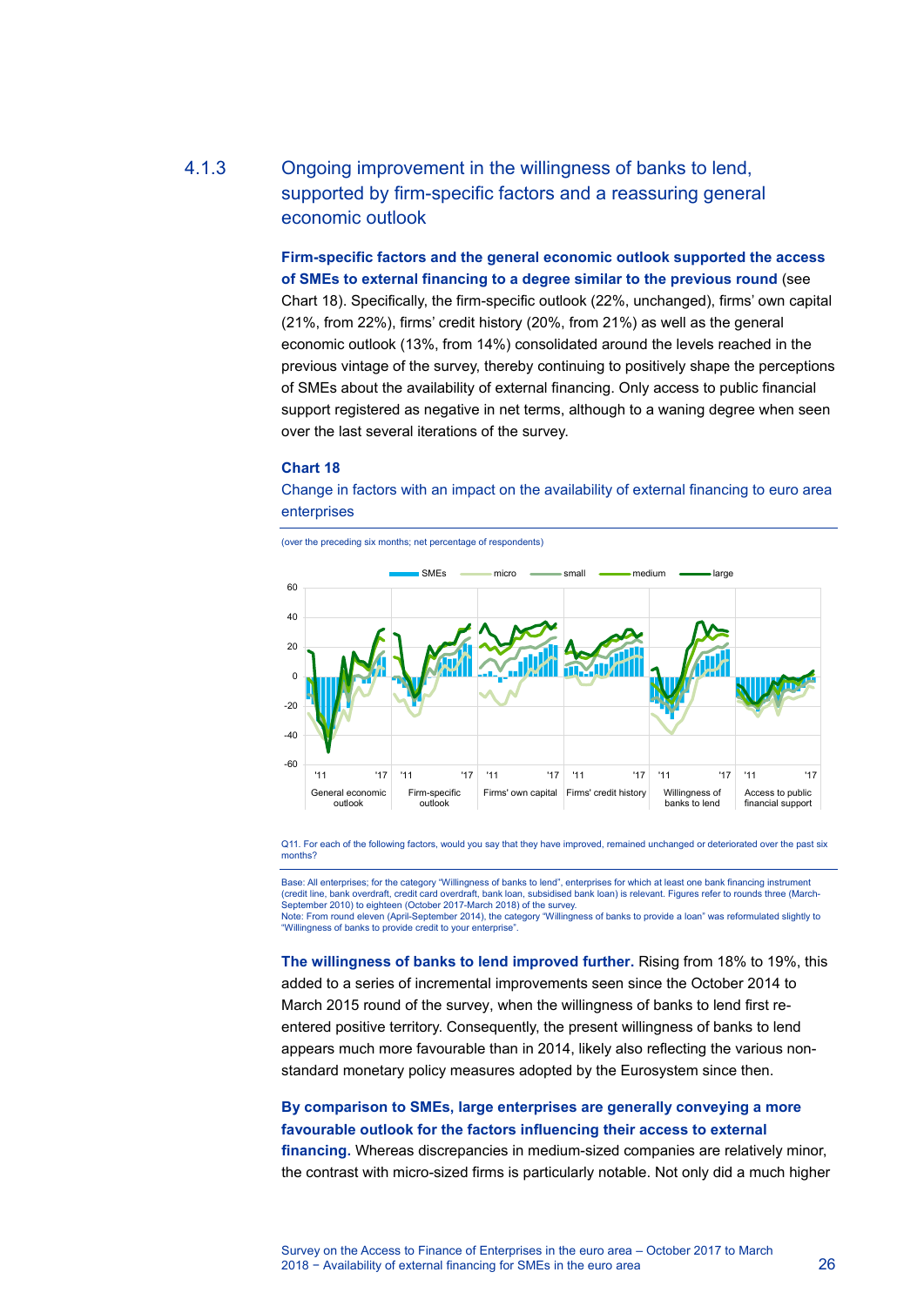### 4.1.3 Ongoing improvement in the willingness of banks to lend, supported by firm-specific factors and a reassuring general economic outlook

**Firm-specific factors and the general economic outlook supported the access of SMEs to external financing to a degree similar to the previous round** (see Chart 18). Specifically, the firm-specific outlook (22%, unchanged), firms' own capital (21%, from 22%), firms' credit history (20%, from 21%) as well as the general economic outlook (13%, from 14%) consolidated around the levels reached in the previous vintage of the survey, thereby continuing to positively shape the perceptions of SMEs about the availability of external financing. Only access to public financial support registered as negative in net terms, although to a waning degree when seen over the last several iterations of the survey.

**Chart 18**

Change in factors with an impact on the availability of external financing to euro area enterprises

(over the preceding six months; net percentage of respondents)

Q11. For each of the following factors, would you say that they have improved, remained unchanged or deteriorated over the past six months?

Base: All enterprises; for the category "Willingness of banks to lend", enterprises for which at least one bank financing instrument (credit line, bank overdraft, credit card overdraft, bank loan, subsidised bank loan) is relevant. Figures refer to rounds three (March-September 2010) to eighteen (October 2017-March 2018) of the survey.
Note: From round eleven (April-September 2014), the category "Willingness of banks to provide a loan" was reformulated slightly to "Willingness of banks to provide credit to your enterprise".

**The willingness of banks to lend improved further.** Rising from 18% to 19%, this added to a series of incremental improvements seen since the October 2014 to March 2015 round of the survey, when the willingness of banks to lend first re-entered positive territory. Consequently, the present willingness of banks to lend appears much more favourable than in 2014, likely also reflecting the various non-standard monetary policy measures adopted by the Eurosystem since then.

**By comparison to SMEs, large enterprises are generally conveying a more favourable outlook for the factors influencing their access to external financing.** Whereas discrepancies in medium-sized companies are relatively minor, the contrast with micro-sized firms is particularly notable. Not only did a much higher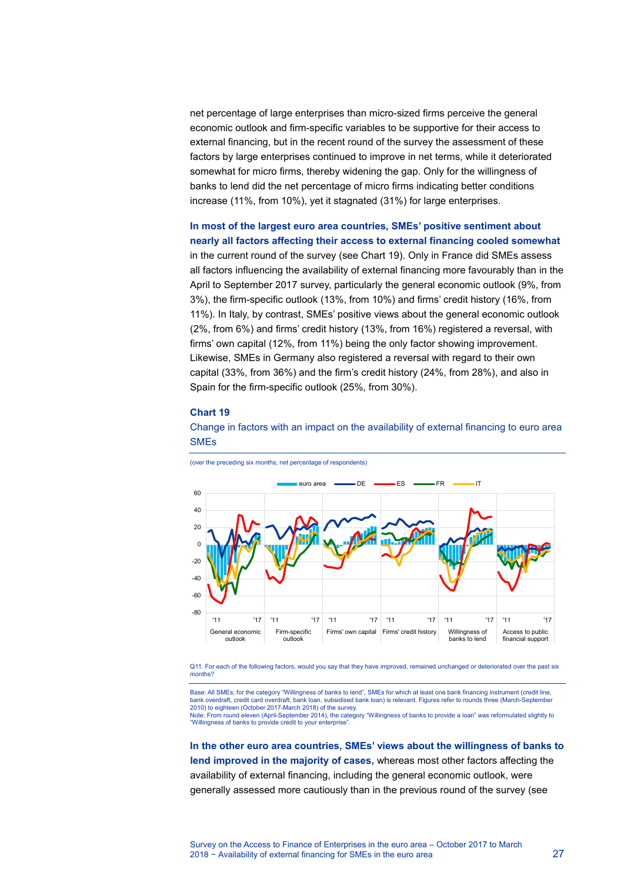net percentage of large enterprises than micro-sized firms perceive the general economic outlook and firm-specific variables to be supportive for their access to external financing, but in the recent round of the survey the assessment of these factors by large enterprises continued to improve in net terms, while it deteriorated somewhat for micro firms, thereby widening the gap. Only for the willingness of banks to lend did the net percentage of micro firms indicating better conditions increase (11%, from 10%), yet it stagnated (31%) for large enterprises.

**In most of the largest euro area countries, SMEs' positive sentiment about nearly all factors affecting their access to external financing cooled somewhat** in the current round of the survey (see Chart 19). Only in France did SMEs assess all factors influencing the availability of external financing more favourably than in the April to September 2017 survey, particularly the general economic outlook (9%, from 3%), the firm-specific outlook (13%, from 10%) and firms' credit history (16%, from 11%). In Italy, by contrast, SMEs' positive views about the general economic outlook (2%, from 6%) and firms' credit history (13%, from 16%) registered a reversal, with firms' own capital (12%, from 11%) being the only factor showing improvement. Likewise, SMEs in Germany also registered a reversal with regard to their own capital (33%, from 36%) and the firm's credit history (24%, from 28%), and also in Spain for the firm-specific outlook (25%, from 30%).

**Chart 19**

Change in factors with an impact on the availability of external financing to euro area SMEs

(over the preceding six months; net percentage of respondents)

Q11. For each of the following factors, would you say that they have improved, remained unchanged or deteriorated over the past six months?

Base: All SMEs; for the category "Willingness of banks to lend", SMEs for which at least one bank financing instrument (credit line, bank overdraft, credit card overdraft, bank loan, subsidised bank loan) is relevant. Figures refer to rounds three (March-September 2010) to eighteen (October 2017-March 2018) of the survey.
Note: From round eleven (April-September 2014), the category "Willingness of banks to provide a loan" was reformulated slightly to "Willingness of banks to provide credit to your enterprise".

**In the other euro area countries, SMEs' views about the willingness of banks to lend improved in the majority of cases,** whereas most other factors affecting the availability of external financing, including the general economic outlook, were generally assessed more cautiously than in the previous round of the survey (see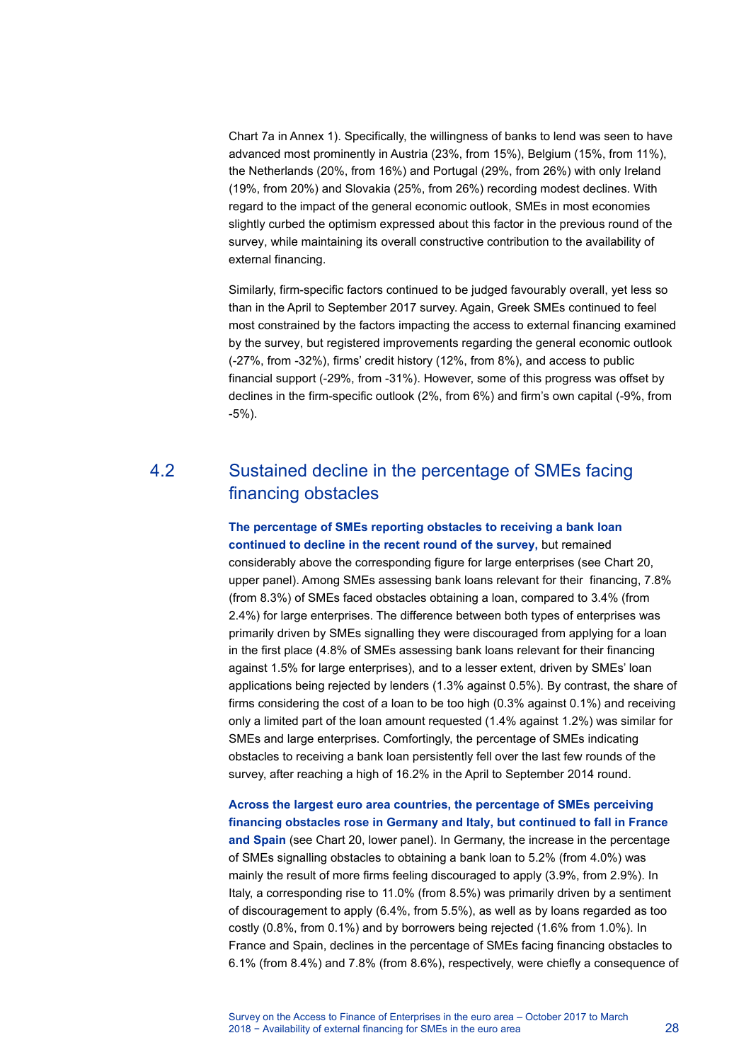Chart 7a in Annex 1). Specifically, the willingness of banks to lend was seen to have advanced most prominently in Austria (23%, from 15%), Belgium (15%, from 11%), the Netherlands (20%, from 16%) and Portugal (29%, from 26%) with only Ireland (19%, from 20%) and Slovakia (25%, from 26%) recording modest declines. With regard to the impact of the general economic outlook, SMEs in most economies slightly curbed the optimism expressed about this factor in the previous round of the survey, while maintaining its overall constructive contribution to the availability of external financing.

Similarly, firm-specific factors continued to be judged favourably overall, yet less so than in the April to September 2017 survey. Again, Greek SMEs continued to feel most constrained by the factors impacting the access to external financing examined by the survey, but registered improvements regarding the general economic outlook (-27%, from -32%), firms' credit history (12%, from 8%), and access to public financial support (-29%, from -31%). However, some of this progress was offset by declines in the firm-specific outlook (2%, from 6%) and firm's own capital (-9%, from -5%).

## 4.2 Sustained decline in the percentage of SMEs facing financing obstacles

**The percentage of SMEs reporting obstacles to receiving a bank loan continued to decline in the recent round of the survey,** but remained considerably above the corresponding figure for large enterprises (see Chart 20, upper panel). Among SMEs assessing bank loans relevant for their financing, 7.8% (from 8.3%) of SMEs faced obstacles obtaining a loan, compared to 3.4% (from 2.4%) for large enterprises. The difference between both types of enterprises was primarily driven by SMEs signalling they were discouraged from applying for a loan in the first place (4.8% of SMEs assessing bank loans relevant for their financing against 1.5% for large enterprises), and to a lesser extent, driven by SMEs' loan applications being rejected by lenders (1.3% against 0.5%). By contrast, the share of firms considering the cost of a loan to be too high (0.3% against 0.1%) and receiving only a limited part of the loan amount requested (1.4% against 1.2%) was similar for SMEs and large enterprises. Comfortingly, the percentage of SMEs indicating obstacles to receiving a bank loan persistently fell over the last few rounds of the survey, after reaching a high of 16.2% in the April to September 2014 round.

**Across the largest euro area countries, the percentage of SMEs perceiving financing obstacles rose in Germany and Italy, but continued to fall in France and Spain** (see Chart 20, lower panel). In Germany, the increase in the percentage of SMEs signalling obstacles to obtaining a bank loan to 5.2% (from 4.0%) was mainly the result of more firms feeling discouraged to apply (3.9%, from 2.9%). In Italy, a corresponding rise to 11.0% (from 8.5%) was primarily driven by a sentiment of discouragement to apply (6.4%, from 5.5%), as well as by loans regarded as too costly (0.8%, from 0.1%) and by borrowers being rejected (1.6% from 1.0%). In France and Spain, declines in the percentage of SMEs facing financing obstacles to 6.1% (from 8.4%) and 7.8% (from 8.6%), respectively, were chiefly a consequence of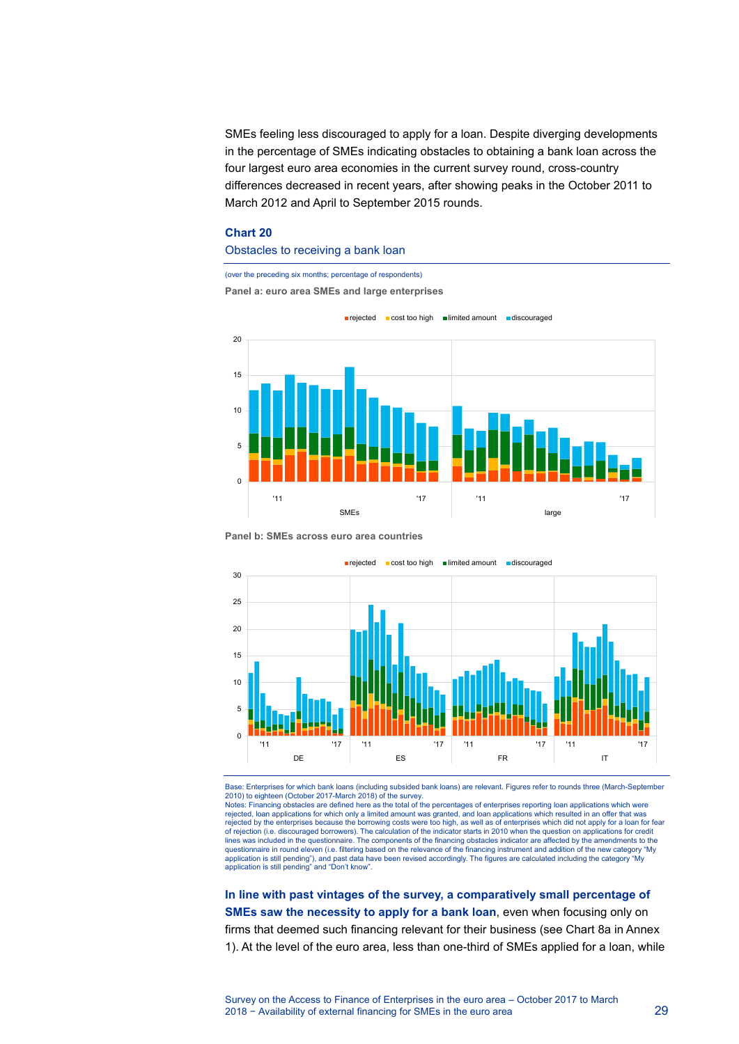SMEs feeling less discouraged to apply for a loan. Despite diverging developments in the percentage of SMEs indicating obstacles to obtaining a bank loan across the four largest euro area economies in the current survey round, cross-country differences decreased in recent years, after showing peaks in the October 2011 to March 2012 and April to September 2015 rounds.

**Chart 20**

Obstacles to receiving a bank loan

(over the preceding six months; percentage of respondents)

**Panel a: euro area SMEs and large enterprises**

**Panel b: SMEs across euro area countries**

Base: Enterprises for which bank loans (including subsided bank loans) are relevant. Figures refer to rounds three (March-September 2010) to eighteen (October 2017-March 2018) of the survey.
Notes: Financing obstacles are defined here as the total of the percentages of enterprises reporting loan applications which were rejected, loan applications for which only a limited amount was granted, and loan applications which resulted in an offer that was rejected by the enterprises because the borrowing costs were too high, as well as of enterprises which did not apply for a loan for fear of rejection (i.e. discouraged borrowers). The calculation of the indicator starts in 2010 when the question on applications for credit lines was included in the questionnaire. The components of the financing obstacles indicator are affected by the amendments to the questionnaire in round eleven (i.e. filtering based on the relevance of the financing instrument and addition of the new category "My application is still pending"), and past data have been revised accordingly. The figures are calculated including the category "My application is still pending" and "Don't know".

**In line with past vintages of the survey, a comparatively small percentage of SMEs saw the necessity to apply for a bank loan**, even when focusing only on firms that deemed such financing relevant for their business (see Chart 8a in Annex 1). At the level of the euro area, less than one-third of SMEs applied for a loan, while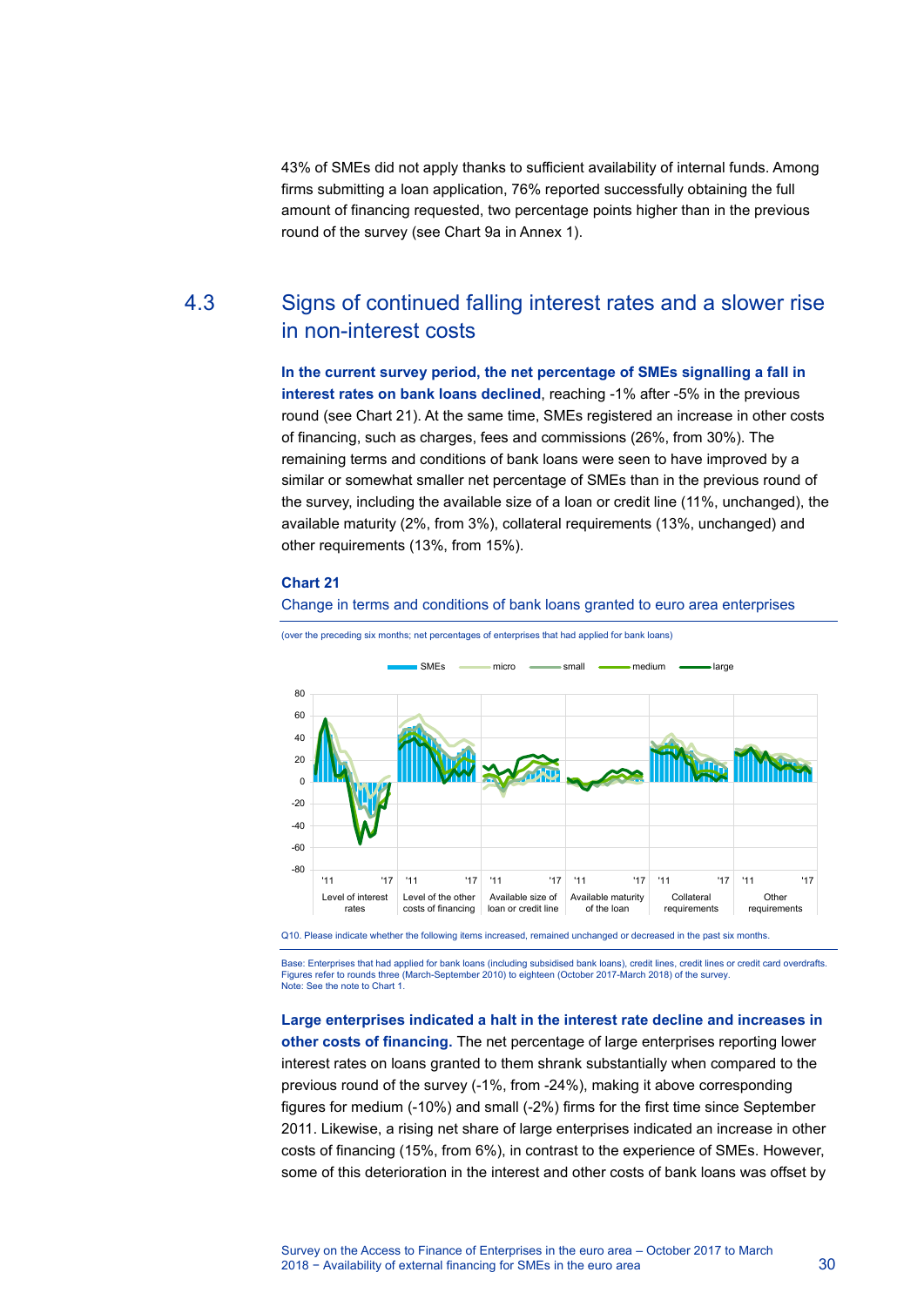43% of SMEs did not apply thanks to sufficient availability of internal funds. Among firms submitting a loan application, 76% reported successfully obtaining the full amount of financing requested, two percentage points higher than in the previous round of the survey (see Chart 9a in Annex 1).

## 4.3 Signs of continued falling interest rates and a slower rise in non-interest costs

**In the current survey period, the net percentage of SMEs signalling a fall in interest rates on bank loans declined**, reaching -1% after -5% in the previous round (see Chart 21). At the same time, SMEs registered an increase in other costs of financing, such as charges, fees and commissions (26%, from 30%). The remaining terms and conditions of bank loans were seen to have improved by a similar or somewhat smaller net percentage of SMEs than in the previous round of the survey, including the available size of a loan or credit line (11%, unchanged), the available maturity (2%, from 3%), collateral requirements (13%, unchanged) and other requirements (13%, from 15%).

**Chart 21**

Change in terms and conditions of bank loans granted to euro area enterprises

(over the preceding six months; net percentages of enterprises that had applied for bank loans)

Q10. Please indicate whether the following items increased, remained unchanged or decreased in the past six months.

Base: Enterprises that had applied for bank loans (including subsidised bank loans), credit lines, credit lines or credit card overdrafts. Figures refer to rounds three (March-September 2010) to eighteen (October 2017-March 2018) of the survey.
Note: See the note to Chart 1.

**Large enterprises indicated a halt in the interest rate decline and increases in other costs of financing.** The net percentage of large enterprises reporting lower interest rates on loans granted to them shrank substantially when compared to the previous round of the survey (-1%, from -24%), making it above corresponding figures for medium (-10%) and small (-2%) firms for the first time since September 2011. Likewise, a rising net share of large enterprises indicated an increase in other costs of financing (15%, from 6%), in contrast to the experience of SMEs. However, some of this deterioration in the interest and other costs of bank loans was offset by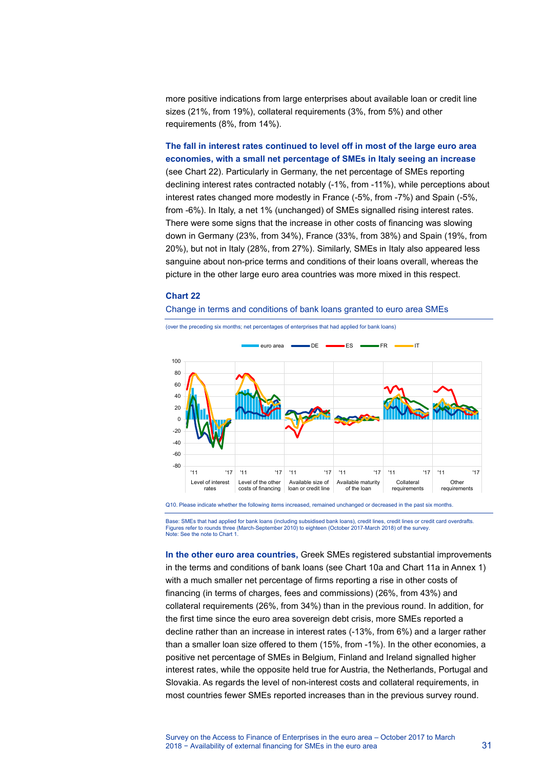more positive indications from large enterprises about available loan or credit line sizes (21%, from 19%), collateral requirements (3%, from 5%) and other requirements (8%, from 14%).

**The fall in interest rates continued to level off in most of the large euro area economies, with a small net percentage of SMEs in Italy seeing an increase** (see Chart 22). Particularly in Germany, the net percentage of SMEs reporting declining interest rates contracted notably (-1%, from -11%), while perceptions about interest rates changed more modestly in France (-5%, from -7%) and Spain (-5%, from -6%). In Italy, a net 1% (unchanged) of SMEs signalled rising interest rates. There were some signs that the increase in other costs of financing was slowing down in Germany (23%, from 34%), France (33%, from 38%) and Spain (19%, from 20%), but not in Italy (28%, from 27%). Similarly, SMEs in Italy also appeared less sanguine about non-price terms and conditions of their loans overall, whereas the picture in the other large euro area countries was more mixed in this respect.

**Chart 22**

Change in terms and conditions of bank loans granted to euro area SMEs

(over the preceding six months; net percentages of enterprises that had applied for bank loans)

Q10. Please indicate whether the following items increased, remained unchanged or decreased in the past six months.

Base: SMEs that had applied for bank loans (including subsidised bank loans), credit lines, credit lines or credit card overdrafts. Figures refer to rounds three (March-September 2010) to eighteen (October 2017-March 2018) of the survey.
Note: See the note to Chart 1.

**In the other euro area countries,** Greek SMEs registered substantial improvements in the terms and conditions of bank loans (see Chart 10a and Chart 11a in Annex 1) with a much smaller net percentage of firms reporting a rise in other costs of financing (in terms of charges, fees and commissions) (26%, from 43%) and collateral requirements (26%, from 34%) than in the previous round. In addition, for the first time since the euro area sovereign debt crisis, more SMEs reported a decline rather than an increase in interest rates (-13%, from 6%) and a larger rather than a smaller loan size offered to them (15%, from -1%). In the other economies, a positive net percentage of SMEs in Belgium, Finland and Ireland signalled higher interest rates, while the opposite held true for Austria, the Netherlands, Portugal and Slovakia. As regards the level of non-interest costs and collateral requirements, in most countries fewer SMEs reported increases than in the previous survey round.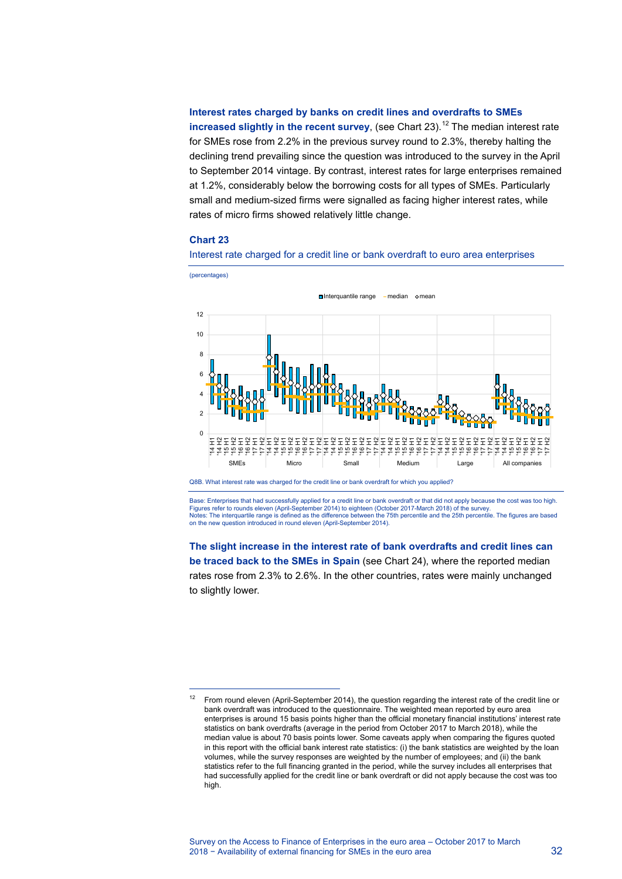**Interest rates charged by banks on credit lines and overdrafts to SMEs increased slightly in the recent survey**, (see Chart 23).[12] The median interest rate for SMEs rose from 2.2% in the previous survey round to 2.3%, thereby halting the declining trend prevailing since the question was introduced to the survey in the April to September 2014 vintage. By contrast, interest rates for large enterprises remained at 1.2%, considerably below the borrowing costs for all types of SMEs. Particularly small and medium-sized firms were signalled as facing higher interest rates, while rates of micro firms showed relatively little change.

### Chart 23

Interest rate charged for a credit line or bank overdraft to euro area enterprises

(percentages)

Q8B. What interest rate was charged for the credit line or bank overdraft for which you applied?

Base: Enterprises that had successfully applied for a credit line or bank overdraft or that did not apply because the cost was too high. Figures refer to rounds eleven (April-September 2014) to eighteen (October 2017-March 2018) of the survey.
Notes: The interquartile range is defined as the difference between the 75th percentile and the 25th percentile. The figures are based on the new question introduced in round eleven (April-September 2014).

**The slight increase in the interest rate of bank overdrafts and credit lines can be traced back to the SMEs in Spain** (see Chart 24), where the reported median rates rose from 2.3% to 2.6%. In the other countries, rates were mainly unchanged to slightly lower.

[12] From round eleven (April-September 2014), the question regarding the interest rate of the credit line or bank overdraft was introduced to the questionnaire. The weighted mean reported by euro area enterprises is around 15 basis points higher than the official monetary financial institutions' interest rate statistics on bank overdrafts (average in the period from October 2017 to March 2018), while the median value is about 70 basis points lower. Some caveats apply when comparing the figures quoted in this report with the official bank interest rate statistics: (i) the bank statistics are weighted by the loan volumes, while the survey responses are weighted by the number of employees; and (ii) the bank statistics refer to the full financing granted in the period, while the survey includes all enterprises that had successfully applied for the credit line or bank overdraft or did not apply because the cost was too high.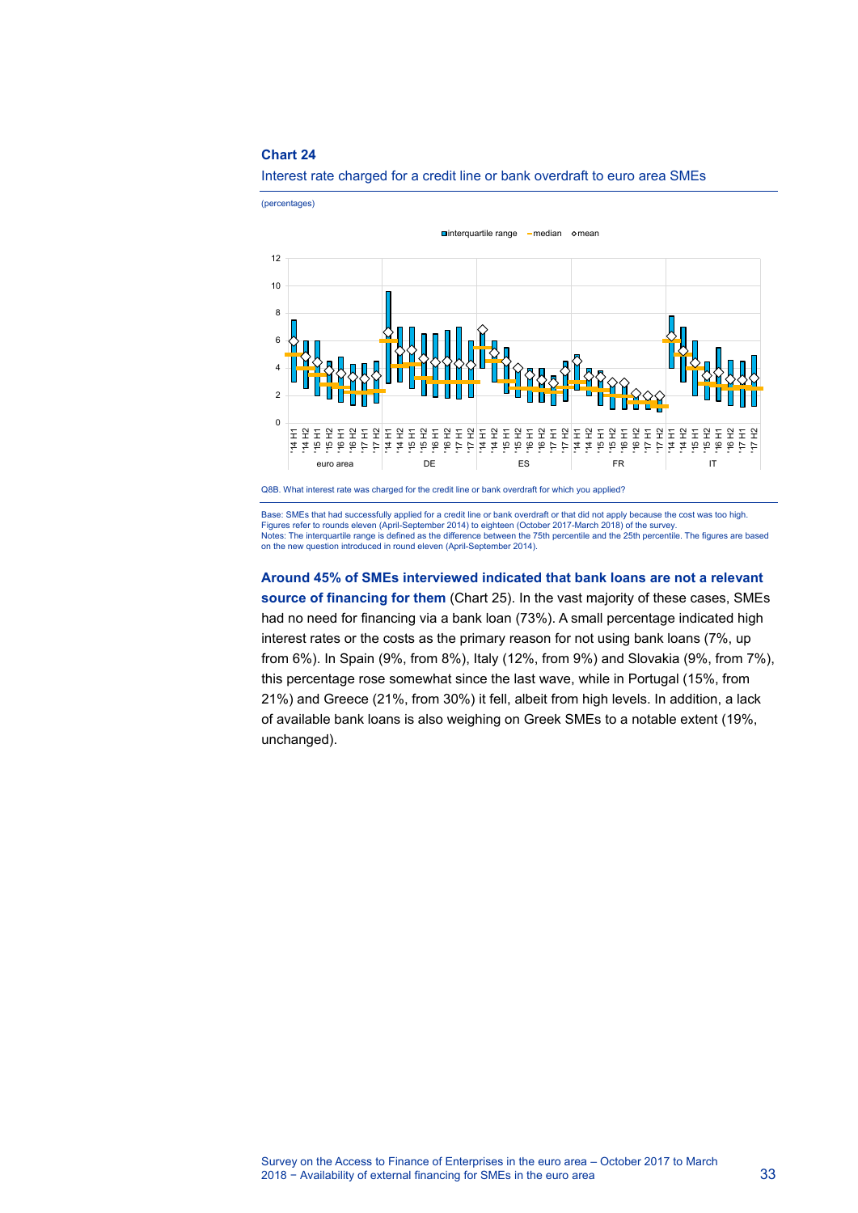**Chart 24**

Interest rate charged for a credit line or bank overdraft to euro area SMEs

(percentages)

Q8B. What interest rate was charged for the credit line or bank overdraft for which you applied?

Base: SMEs that had successfully applied for a credit line or bank overdraft or that did not apply because the cost was too high. Figures refer to rounds eleven (April-September 2014) to eighteen (October 2017-March 2018) of the survey.
Notes: The interquartile range is defined as the difference between the 75th percentile and the 25th percentile. The figures are based on the new question introduced in round eleven (April-September 2014).

**Around 45% of SMEs interviewed indicated that bank loans are not a relevant source of financing for them** (Chart 25). In the vast majority of these cases, SMEs had no need for financing via a bank loan (73%). A small percentage indicated high interest rates or the costs as the primary reason for not using bank loans (7%, up from 6%). In Spain (9%, from 8%), Italy (12%, from 9%) and Slovakia (9%, from 7%), this percentage rose somewhat since the last wave, while in Portugal (15%, from 21%) and Greece (21%, from 30%) it fell, albeit from high levels. In addition, a lack of available bank loans is also weighing on Greek SMEs to a notable extent (19%, unchanged).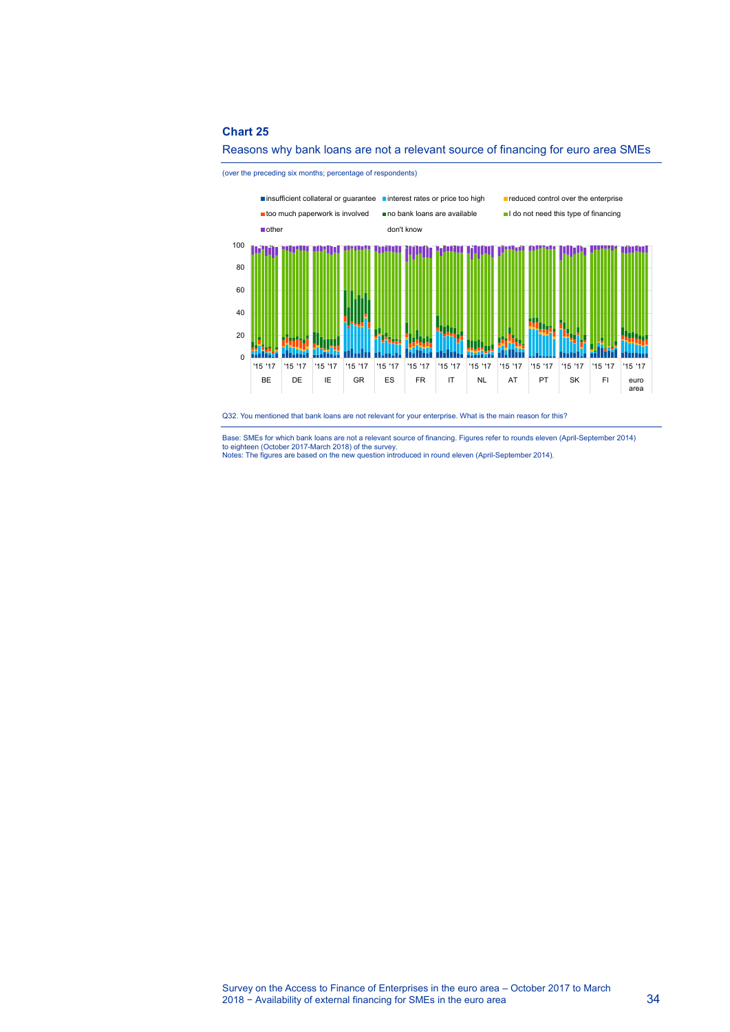**Chart 25**

Reasons why bank loans are not a relevant source of financing for euro area SMEs

(over the preceding six months; percentage of respondents)

- insufficient collateral or guarantee
- interest rates or price too high
- reduced control over the enterprise
- too much paperwork is involved
- no bank loans are available
- I do not need this type of financing
- other
- don't know

Q32. You mentioned that bank loans are not relevant for your enterprise. What is the main reason for this?

Base: SMEs for which bank loans are not a relevant source of financing. Figures refer to rounds eleven (April-September 2014) to eighteen (October 2017-March 2018) of the survey.
Notes: The figures are based on the new question introduced in round eleven (April-September 2014).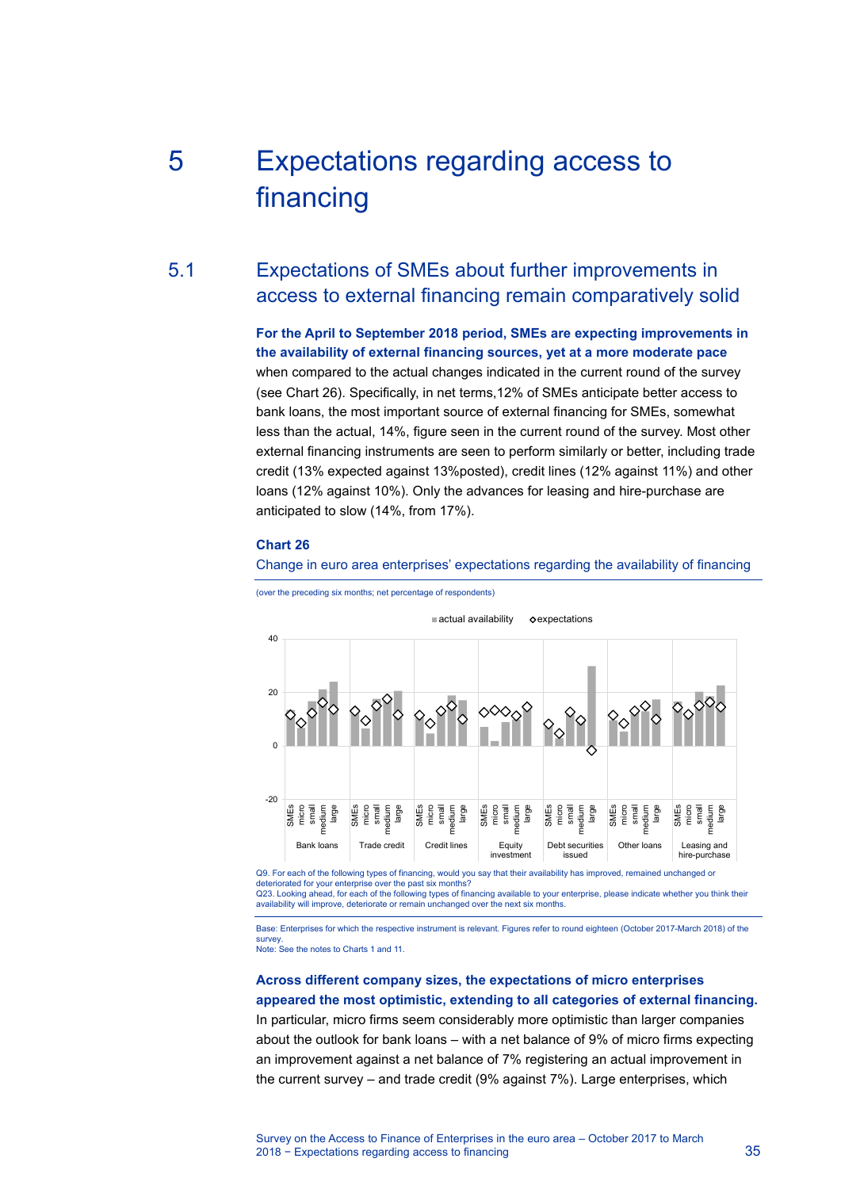# 5 Expectations regarding access to financing

## 5.1 Expectations of SMEs about further improvements in access to external financing remain comparatively solid

**For the April to September 2018 period, SMEs are expecting improvements in the availability of external financing sources, yet at a more moderate pace** when compared to the actual changes indicated in the current round of the survey (see Chart 26). Specifically, in net terms,12% of SMEs anticipate better access to bank loans, the most important source of external financing for SMEs, somewhat less than the actual, 14%, figure seen in the current round of the survey. Most other external financing instruments are seen to perform similarly or better, including trade credit (13% expected against 13%posted), credit lines (12% against 11%) and other loans (12% against 10%). Only the advances for leasing and hire-purchase are anticipated to slow (14%, from 17%).

**Chart 26**

Change in euro area enterprises' expectations regarding the availability of financing

(over the preceding six months; net percentage of respondents)

Q9. For each of the following types of financing, would you say that their availability has improved, remained unchanged or deteriorated for your enterprise over the past six months?
Q23. Looking ahead, for each of the following types of financing available to your enterprise, please indicate whether you think their availability will improve, deteriorate or remain unchanged over the next six months.

Base: Enterprises for which the respective instrument is relevant. Figures refer to round eighteen (October 2017-March 2018) of the survey.
Note: See the notes to Charts 1 and 11.

**Across different company sizes, the expectations of micro enterprises appeared the most optimistic, extending to all categories of external financing.** In particular, micro firms seem considerably more optimistic than larger companies about the outlook for bank loans – with a net balance of 9% of micro firms expecting an improvement against a net balance of 7% registering an actual improvement in the current survey – and trade credit (9% against 7%). Large enterprises, which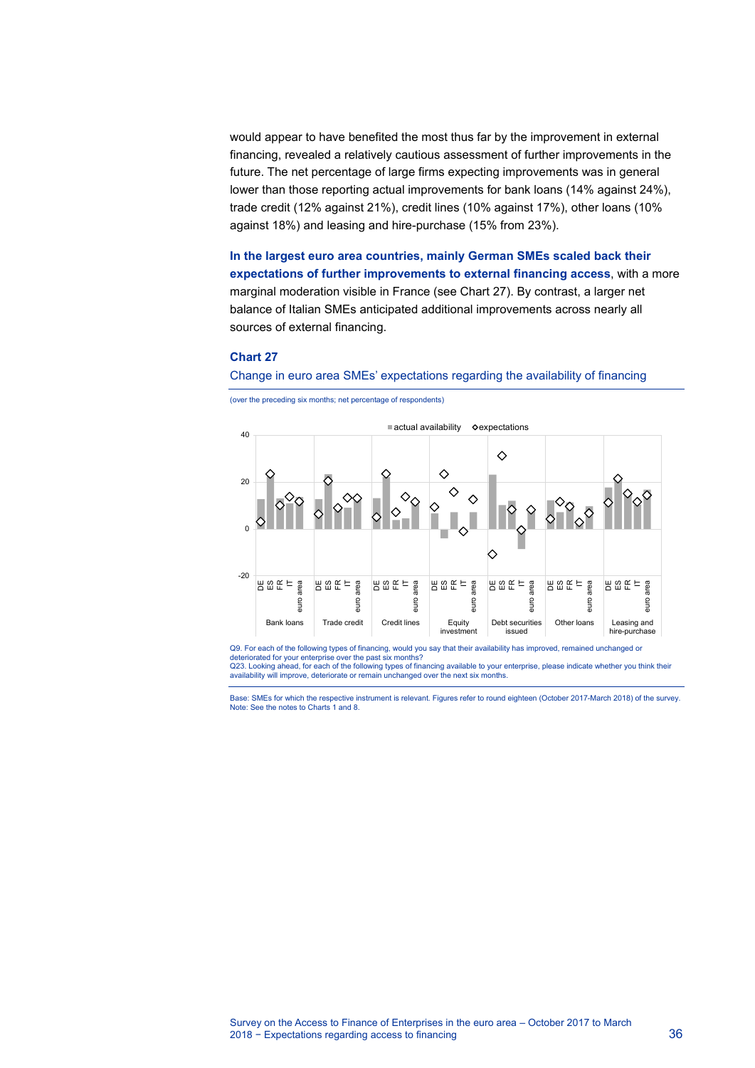would appear to have benefited the most thus far by the improvement in external financing, revealed a relatively cautious assessment of further improvements in the future. The net percentage of large firms expecting improvements was in general lower than those reporting actual improvements for bank loans (14% against 24%), trade credit (12% against 21%), credit lines (10% against 17%), other loans (10% against 18%) and leasing and hire-purchase (15% from 23%).

**In the largest euro area countries, mainly German SMEs scaled back their expectations of further improvements to external financing access**, with a more marginal moderation visible in France (see Chart 27). By contrast, a larger net balance of Italian SMEs anticipated additional improvements across nearly all sources of external financing.

**Chart 27**

Change in euro area SMEs' expectations regarding the availability of financing

(over the preceding six months; net percentage of respondents)

Q9. For each of the following types of financing, would you say that their availability has improved, remained unchanged or deteriorated for your enterprise over the past six months?
Q23. Looking ahead, for each of the following types of financing available to your enterprise, please indicate whether you think their availability will improve, deteriorate or remain unchanged over the next six months.

Base: SMEs for which the respective instrument is relevant. Figures refer to round eighteen (October 2017-March 2018) of the survey.
Note: See the notes to Charts 1 and 8.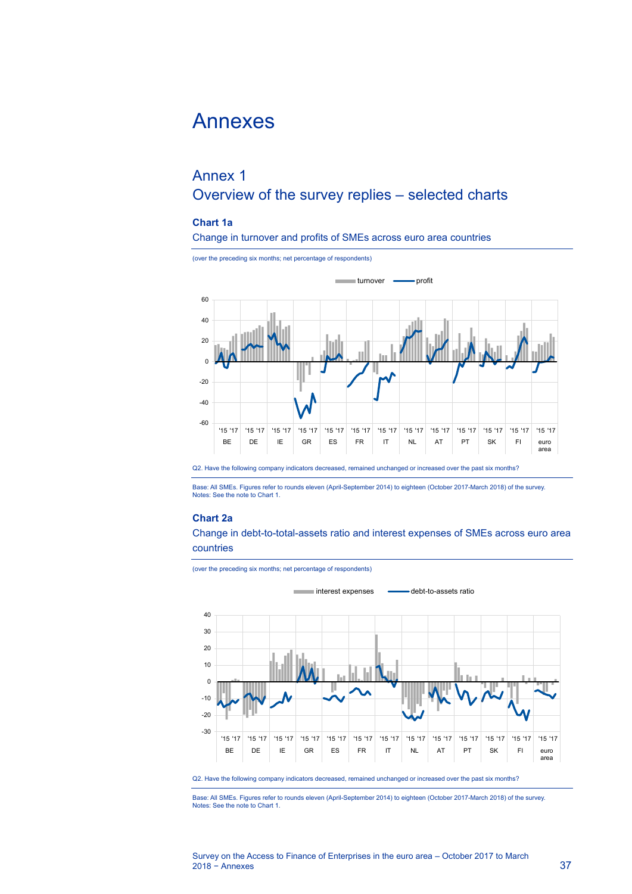# Annexes

## Annex 1
## Overview of the survey replies – selected charts

### Chart 1a

Change in turnover and profits of SMEs across euro area countries

(over the preceding six months; net percentage of respondents)

Q2. Have the following company indicators decreased, remained unchanged or increased over the past six months?

Base: All SMEs. Figures refer to rounds eleven (April-September 2014) to eighteen (October 2017-March 2018) of the survey.
Notes: See the note to Chart 1.

### Chart 2a

Change in debt-to-total-assets ratio and interest expenses of SMEs across euro area countries

(over the preceding six months; net percentage of respondents)

Q2. Have the following company indicators decreased, remained unchanged or increased over the past six months?

Base: All SMEs. Figures refer to rounds eleven (April-September 2014) to eighteen (October 2017-March 2018) of the survey.
Notes: See the note to Chart 1.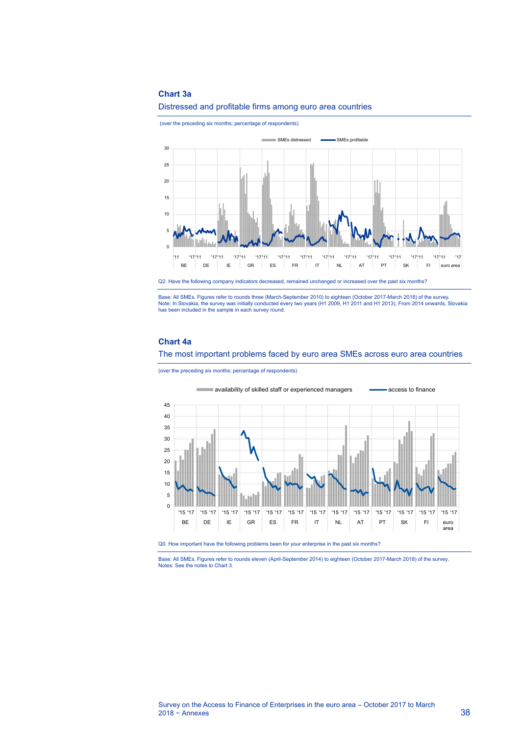**Chart 3a**

Distressed and profitable firms among euro area countries

(over the preceding six months; percentage of respondents)

Q2. Have the following company indicators decreased, remained unchanged or increased over the past six months?

Base: All SMEs. Figures refer to rounds three (March-September 2010) to eighteen (October 2017-March 2018) of the survey.
Note: In Slovakia, the survey was initially conducted every two years (H1 2009, H1 2011 and H1 2013). From 2014 onwards, Slovakia has been included in the sample in each survey round.

**Chart 4a**

The most important problems faced by euro area SMEs across euro area countries

(over the preceding six months; percentage of respondents)

Q0. How important have the following problems been for your enterprise in the past six months?

Base: All SMEs. Figures refer to rounds eleven (April-September 2014) to eighteen (October 2017-March 2018) of the survey.
Notes: See the notes to Chart 3.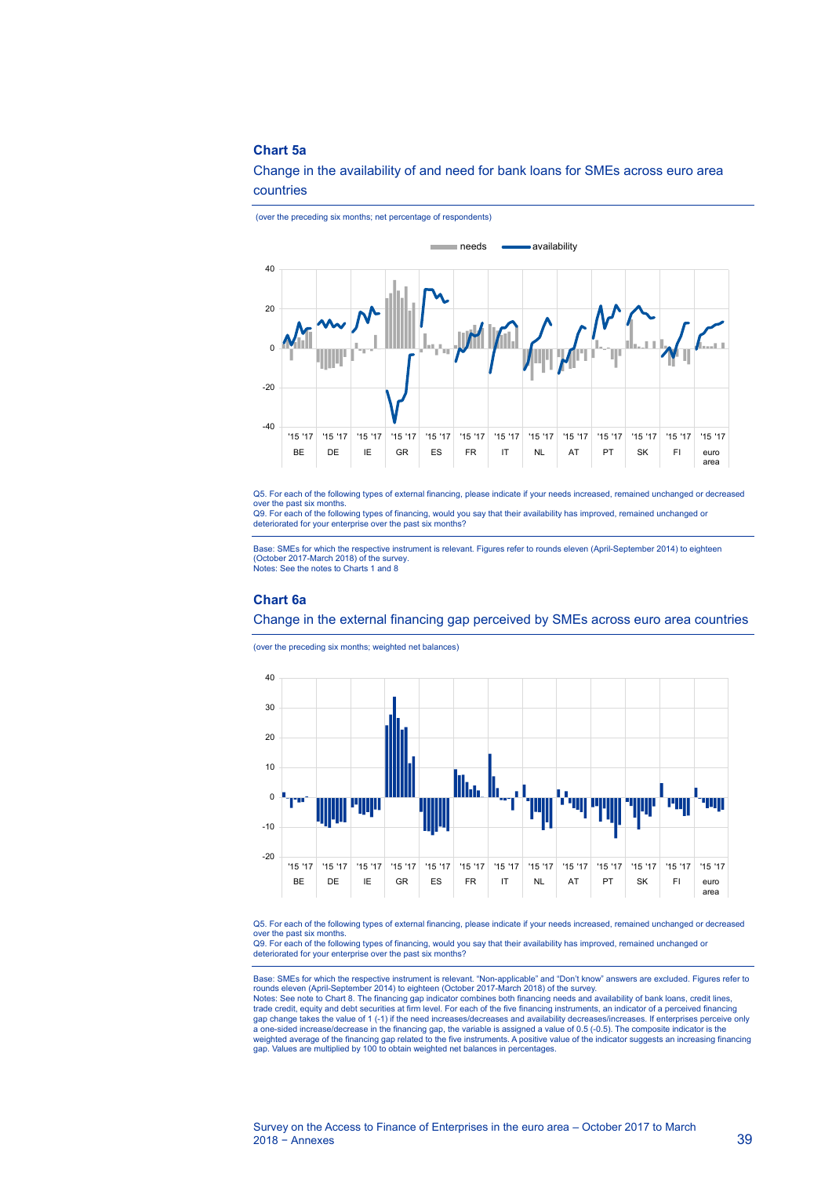### Chart 5a

Change in the availability of and need for bank loans for SMEs across euro area countries

(over the preceding six months; net percentage of respondents)

Q5. For each of the following types of external financing, please indicate if your needs increased, remained unchanged or decreased over the past six months.
Q9. For each of the following types of financing, would you say that their availability has improved, remained unchanged or deteriorated for your enterprise over the past six months?

Base: SMEs for which the respective instrument is relevant. Figures refer to rounds eleven (April-September 2014) to eighteen (October 2017-March 2018) of the survey.
Notes: See the notes to Charts 1 and 8

### Chart 6a

Change in the external financing gap perceived by SMEs across euro area countries

(over the preceding six months; weighted net balances)

Q5. For each of the following types of external financing, please indicate if your needs increased, remained unchanged or decreased over the past six months.
Q9. For each of the following types of financing, would you say that their availability has improved, remained unchanged or deteriorated for your enterprise over the past six months?

Base: SMEs for which the respective instrument is relevant. "Non-applicable" and "Don't know" answers are excluded. Figures refer to rounds eleven (April-September 2014) to eighteen (October 2017-March 2018) of the survey.
Notes: See note to Chart 8. The financing gap indicator combines both financing needs and availability of bank loans, credit lines, trade credit, equity and debt securities at firm level. For each of the five financing instruments, an indicator of a perceived financing gap change takes the value of 1 (-1) if the need increases/decreases and availability decreases/increases. If enterprises perceive only a one-sided increase/decrease in the financing gap, the variable is assigned a value of 0.5 (-0.5). The composite indicator is the weighted average of the financing gap related to the five instruments. A positive value of the indicator suggests an increasing financing gap. Values are multiplied by 100 to obtain weighted net balances in percentages.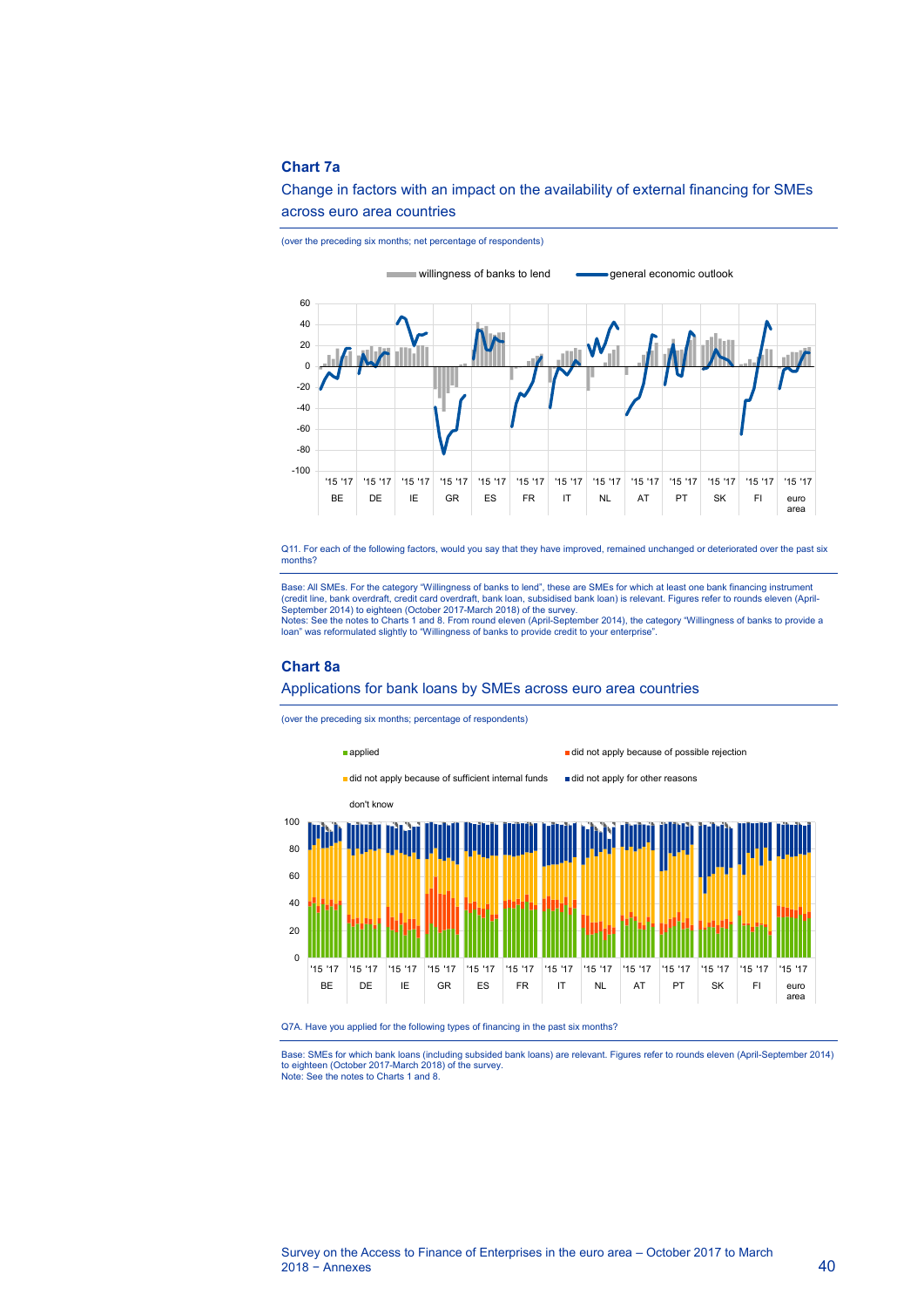### Chart 7a

Change in factors with an impact on the availability of external financing for SMEs across euro area countries

(over the preceding six months; net percentage of respondents)

Q11. For each of the following factors, would you say that they have improved, remained unchanged or deteriorated over the past six months?

Base: All SMEs. For the category "Willingness of banks to lend", these are SMEs for which at least one bank financing instrument (credit line, bank overdraft, credit card overdraft, bank loan, subsidised bank loan) is relevant. Figures refer to rounds eleven (April-September 2014) to eighteen (October 2017-March 2018) of the survey.
Notes: See the notes to Charts 1 and 8. From round eleven (April-September 2014), the category "Willingness of banks to provide a loan" was reformulated slightly to "Willingness of banks to provide credit to your enterprise".

### Chart 8a

Applications for bank loans by SMEs across euro area countries

(over the preceding six months; percentage of respondents)

Q7A. Have you applied for the following types of financing in the past six months?

Base: SMEs for which bank loans (including subsided bank loans) are relevant. Figures refer to rounds eleven (April-September 2014) to eighteen (October 2017-March 2018) of the survey.
Note: See the notes to Charts 1 and 8.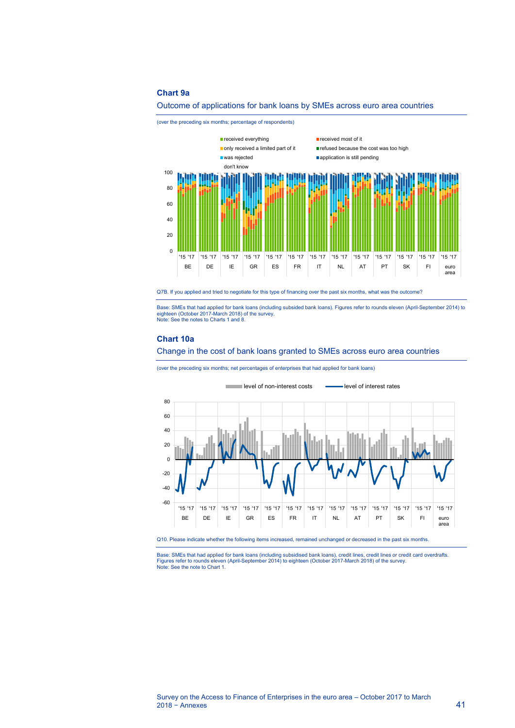## Chart 9a

### Outcome of applications for bank loans by SMEs across euro area countries

(over the preceding six months; percentage of respondents)

Q7B. If you applied and tried to negotiate for this type of financing over the past six months, what was the outcome?

Base: SMEs that had applied for bank loans (including subsided bank loans). Figures refer to rounds eleven (April-September 2014) to eighteen (October 2017-March 2018) of the survey.
Note: See the notes to Charts 1 and 8.

## Chart 10a

### Change in the cost of bank loans granted to SMEs across euro area countries

(over the preceding six months; net percentages of enterprises that had applied for bank loans)

Q10. Please indicate whether the following items increased, remained unchanged or decreased in the past six months.

Base: SMEs that had applied for bank loans (including subsidised bank loans), credit lines, credit lines or credit card overdrafts. Figures refer to rounds eleven (April-September 2014) to eighteen (October 2017-March 2018) of the survey.
Note: See the note to Chart 1.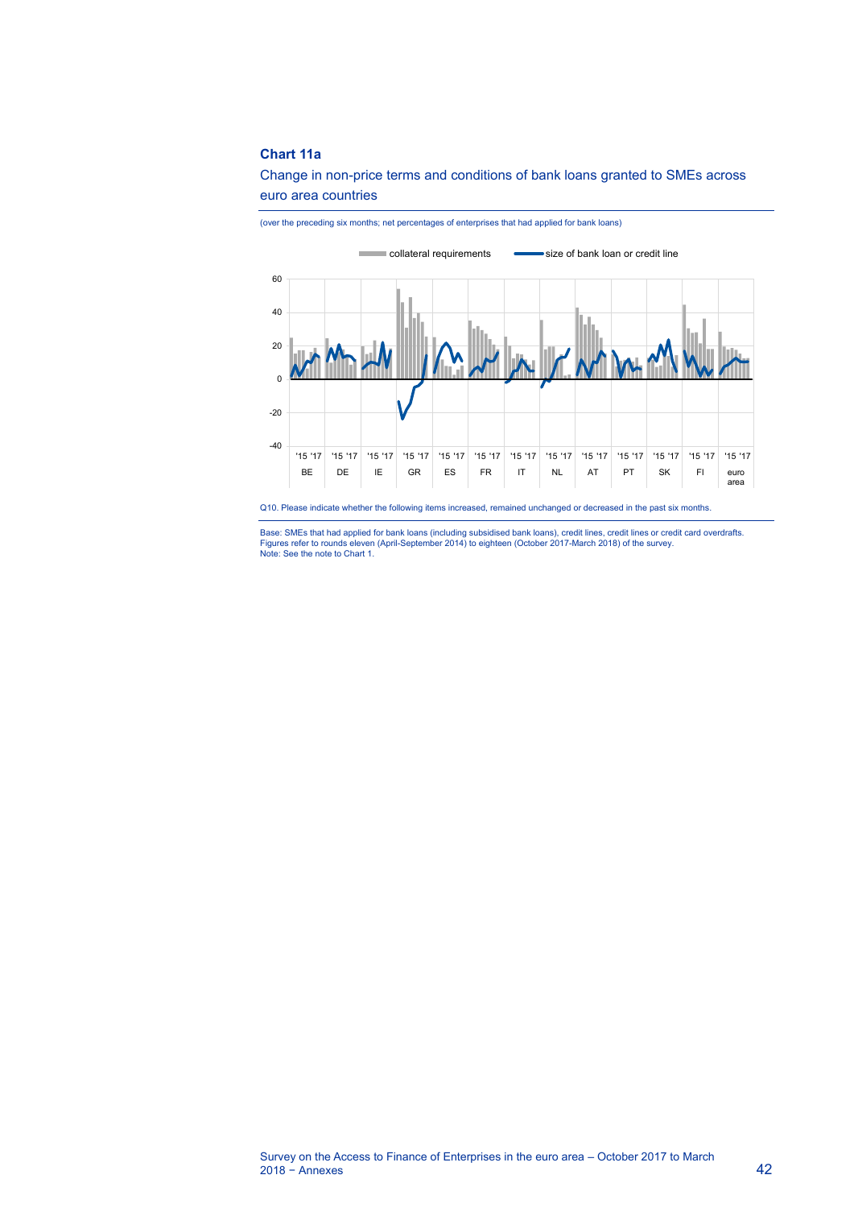**Chart 11a**

Change in non-price terms and conditions of bank loans granted to SMEs across euro area countries

(over the preceding six months; net percentages of enterprises that had applied for bank loans)

Q10. Please indicate whether the following items increased, remained unchanged or decreased in the past six months.

Base: SMEs that had applied for bank loans (including subsidised bank loans), credit lines, credit lines or credit card overdrafts. Figures refer to rounds eleven (April-September 2014) to eighteen (October 2017-March 2018) of the survey.
Note: See the note to Chart 1.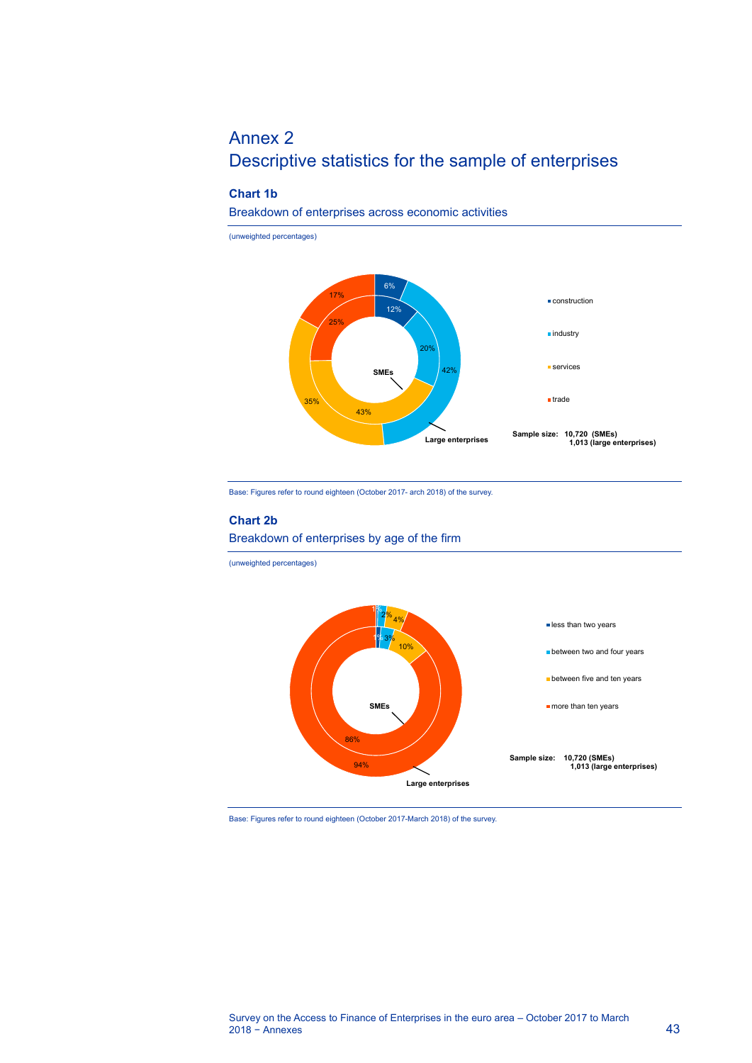# Annex 2
# Descriptive statistics for the sample of enterprises

### Chart 1b

Breakdown of enterprises across economic activities

(unweighted percentages)

| | construction | industry | services | trade |
|---|---|---|---|---|
| SMEs | 12% | 20% | 43% | 25% |
| Large enterprises | 6% | 42% | 35% | 17% |

**Sample size: 10,720 (SMEs)**
**1,013 (large enterprises)**

Base: Figures refer to round eighteen (October 2017- arch 2018) of the survey.

### Chart 2b

Breakdown of enterprises by age of the firm

(unweighted percentages)

| | less than two years | between two and four years | between five and ten years | more than ten years |
|---|---|---|---|---|
| SMEs | 1% | 3% | 10% | 86% |
| Large enterprises | 1% | 2% | 4% | 94% |

**Sample size: 10,720 (SMEs)**
**1,013 (large enterprises)**

Base: Figures refer to round eighteen (October 2017-March 2018) of the survey.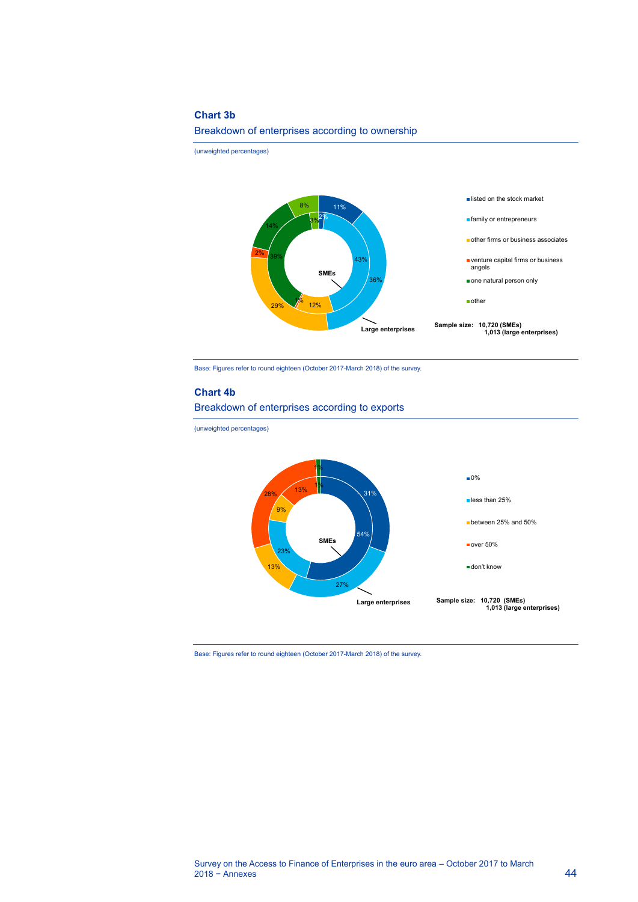### Chart 3b

Breakdown of enterprises according to ownership

(unweighted percentages)

| | SMEs | Large enterprises |
|---|---|---|
| listed on the stock market | 2% | 11% |
| family or entrepreneurs | 43% | 36% |
| other firms or business associates | 12% | 29% |
| venture capital firms or business angels | 1% | 2% |
| one natural person only | 39% | 14% |
| other | 3% | 8% |

Sample size: 10,720 (SMEs)
1,013 (large enterprises)

Base: Figures refer to round eighteen (October 2017-March 2018) of the survey.

### Chart 4b

Breakdown of enterprises according to exports

(unweighted percentages)

| | SMEs | Large enterprises |
|---|---|---|
| 0% | 54% | 31% |
| less than 25% | 23% | 27% |
| between 25% and 50% | 9% | 13% |
| over 50% | 13% | 28% |
| don't know | 1% | 1% |

Sample size: 10,720 (SMEs)
1,013 (large enterprises)

Base: Figures refer to round eighteen (October 2017-March 2018) of the survey.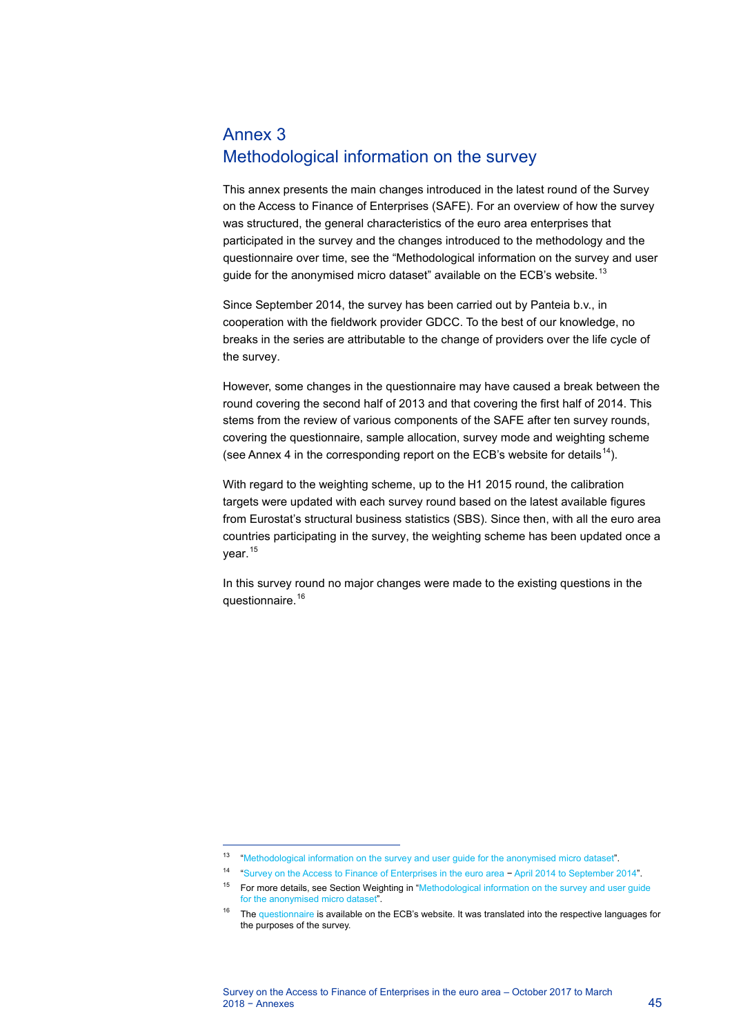# Annex 3
# Methodological information on the survey

This annex presents the main changes introduced in the latest round of the Survey on the Access to Finance of Enterprises (SAFE). For an overview of how the survey was structured, the general characteristics of the euro area enterprises that participated in the survey and the changes introduced to the methodology and the questionnaire over time, see the "Methodological information on the survey and user guide for the anonymised micro dataset" available on the ECB's website.[13]

Since September 2014, the survey has been carried out by Panteia b.v., in cooperation with the fieldwork provider GDCC. To the best of our knowledge, no breaks in the series are attributable to the change of providers over the life cycle of the survey.

However, some changes in the questionnaire may have caused a break between the round covering the second half of 2013 and that covering the first half of 2014. This stems from the review of various components of the SAFE after ten survey rounds, covering the questionnaire, sample allocation, survey mode and weighting scheme (see Annex 4 in the corresponding report on the ECB's website for details[14]).

With regard to the weighting scheme, up to the H1 2015 round, the calibration targets were updated with each survey round based on the latest available figures from Eurostat's structural business statistics (SBS). Since then, with all the euro area countries participating in the survey, the weighting scheme has been updated once a year.[15]

In this survey round no major changes were made to the existing questions in the questionnaire.[16]

---

[13] "Methodological information on the survey and user guide for the anonymised micro dataset".

[14] "Survey on the Access to Finance of Enterprises in the euro area – April 2014 to September 2014".

[15] For more details, see Section Weighting in "Methodological information on the survey and user guide for the anonymised micro dataset".

[16] The questionnaire is available on the ECB's website. It was translated into the respective languages for the purposes of the survey.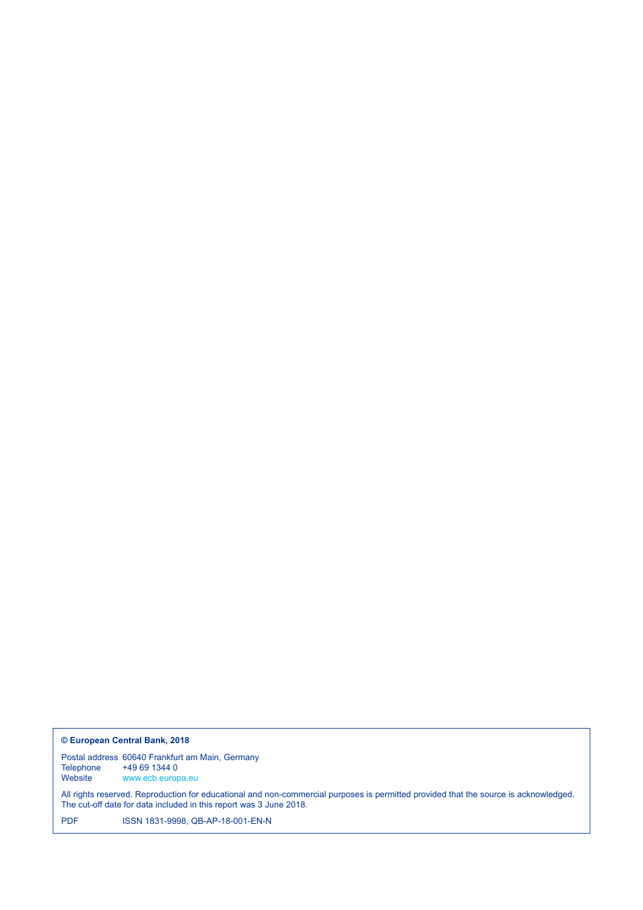**© European Central Bank, 2018**

| | |
|---|---|
| Postal address | 60640 Frankfurt am Main, Germany |
| Telephone | +49 69 1344 0 |
| Website | www.ecb.europa.eu |

All rights reserved. Reproduction for educational and non-commercial purposes is permitted provided that the source is acknowledged.
The cut-off date for data included in this report was 3 June 2018.

| | |
|---|---|
| PDF | ISSN 1831-9998, QB-AP-18-001-EN-N |